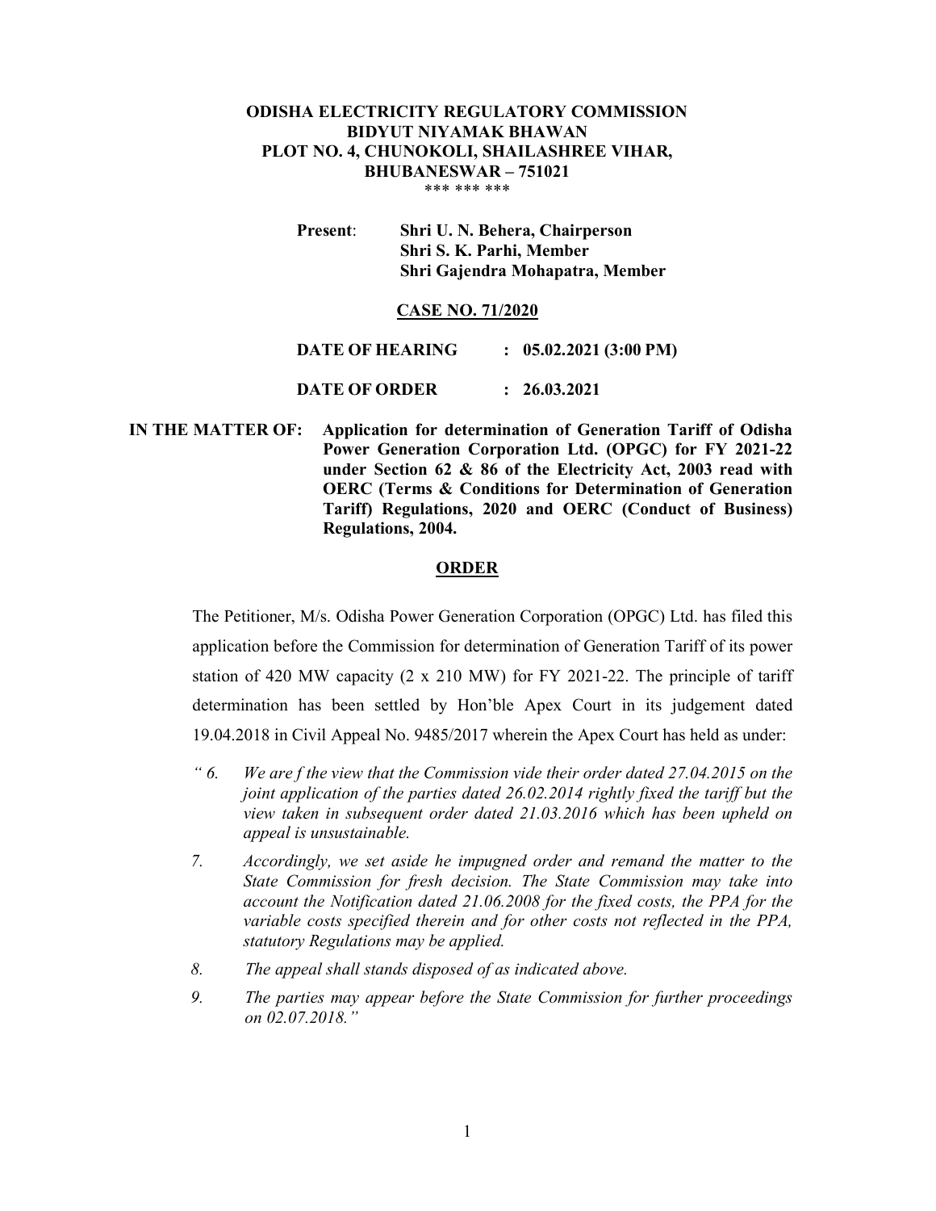**ODISHA ELECTRICITY REGULATORY COMMISSION**
**BIDYUT NIYAMAK BHAWAN**
**PLOT NO. 4, CHUNOKOLI, SHAILASHREE VIHAR,**
**BHUBANESWAR – 751021**
\*\*\* \*\*\* \*\*\*

**Present**: **Shri U. N. Behera, Chairperson**
**Shri S. K. Parhi, Member**
**Shri Gajendra Mohapatra, Member**

**CASE NO. 71/2020**

**DATE OF HEARING : 05.02.2021 (3:00 PM)**

**DATE OF ORDER : 26.03.2021**

**IN THE MATTER OF: Application for determination of Generation Tariff of Odisha Power Generation Corporation Ltd. (OPGC) for FY 2021-22 under Section 62 & 86 of the Electricity Act, 2003 read with OERC (Terms & Conditions for Determination of Generation Tariff) Regulations, 2020 and OERC (Conduct of Business) Regulations, 2004.**

## ORDER

The Petitioner, M/s. Odisha Power Generation Corporation (OPGC) Ltd. has filed this application before the Commission for determination of Generation Tariff of its power station of 420 MW capacity (2 x 210 MW) for FY 2021-22. The principle of tariff determination has been settled by Hon'ble Apex Court in its judgement dated 19.04.2018 in Civil Appeal No. 9485/2017 wherein the Apex Court has held as under:

*" 6. We are f the view that the Commission vide their order dated 27.04.2015 on the joint application of the parties dated 26.02.2014 rightly fixed the tariff but the view taken in subsequent order dated 21.03.2016 which has been upheld on appeal is unsustainable.*

*7. Accordingly, we set aside he impugned order and remand the matter to the State Commission for fresh decision. The State Commission may take into account the Notification dated 21.06.2008 for the fixed costs, the PPA for the variable costs specified therein and for other costs not reflected in the PPA, statutory Regulations may be applied.*

*8. The appeal shall stands disposed of as indicated above.*

*9. The parties may appear before the State Commission for further proceedings on 02.07.2018."*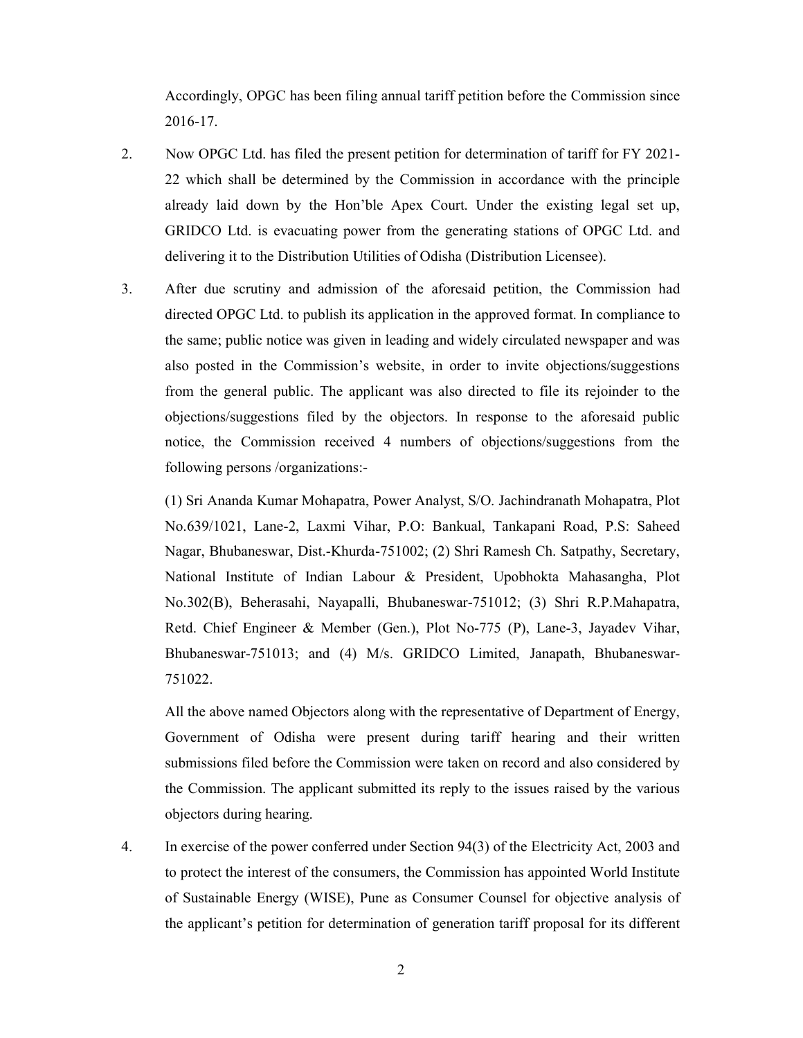Accordingly, OPGC has been filing annual tariff petition before the Commission since 2016-17.

2. Now OPGC Ltd. has filed the present petition for determination of tariff for FY 2021-22 which shall be determined by the Commission in accordance with the principle already laid down by the Hon'ble Apex Court. Under the existing legal set up, GRIDCO Ltd. is evacuating power from the generating stations of OPGC Ltd. and delivering it to the Distribution Utilities of Odisha (Distribution Licensee).

3. After due scrutiny and admission of the aforesaid petition, the Commission had directed OPGC Ltd. to publish its application in the approved format. In compliance to the same; public notice was given in leading and widely circulated newspaper and was also posted in the Commission's website, in order to invite objections/suggestions from the general public. The applicant was also directed to file its rejoinder to the objections/suggestions filed by the objectors. In response to the aforesaid public notice, the Commission received 4 numbers of objections/suggestions from the following persons /organizations:-

   (1) Sri Ananda Kumar Mohapatra, Power Analyst, S/O. Jachindranath Mohapatra, Plot No.639/1021, Lane-2, Laxmi Vihar, P.O: Bankual, Tankapani Road, P.S: Saheed Nagar, Bhubaneswar, Dist.-Khurda-751002; (2) Shri Ramesh Ch. Satpathy, Secretary, National Institute of Indian Labour & President, Upobhokta Mahasangha, Plot No.302(B), Beherasahi, Nayapalli, Bhubaneswar-751012; (3) Shri R.P.Mahapatra, Retd. Chief Engineer & Member (Gen.), Plot No-775 (P), Lane-3, Jayadev Vihar, Bhubaneswar-751013; and (4) M/s. GRIDCO Limited, Janapath, Bhubaneswar-751022.

   All the above named Objectors along with the representative of Department of Energy, Government of Odisha were present during tariff hearing and their written submissions filed before the Commission were taken on record and also considered by the Commission. The applicant submitted its reply to the issues raised by the various objectors during hearing.

4. In exercise of the power conferred under Section 94(3) of the Electricity Act, 2003 and to protect the interest of the consumers, the Commission has appointed World Institute of Sustainable Energy (WISE), Pune as Consumer Counsel for objective analysis of the applicant's petition for determination of generation tariff proposal for its different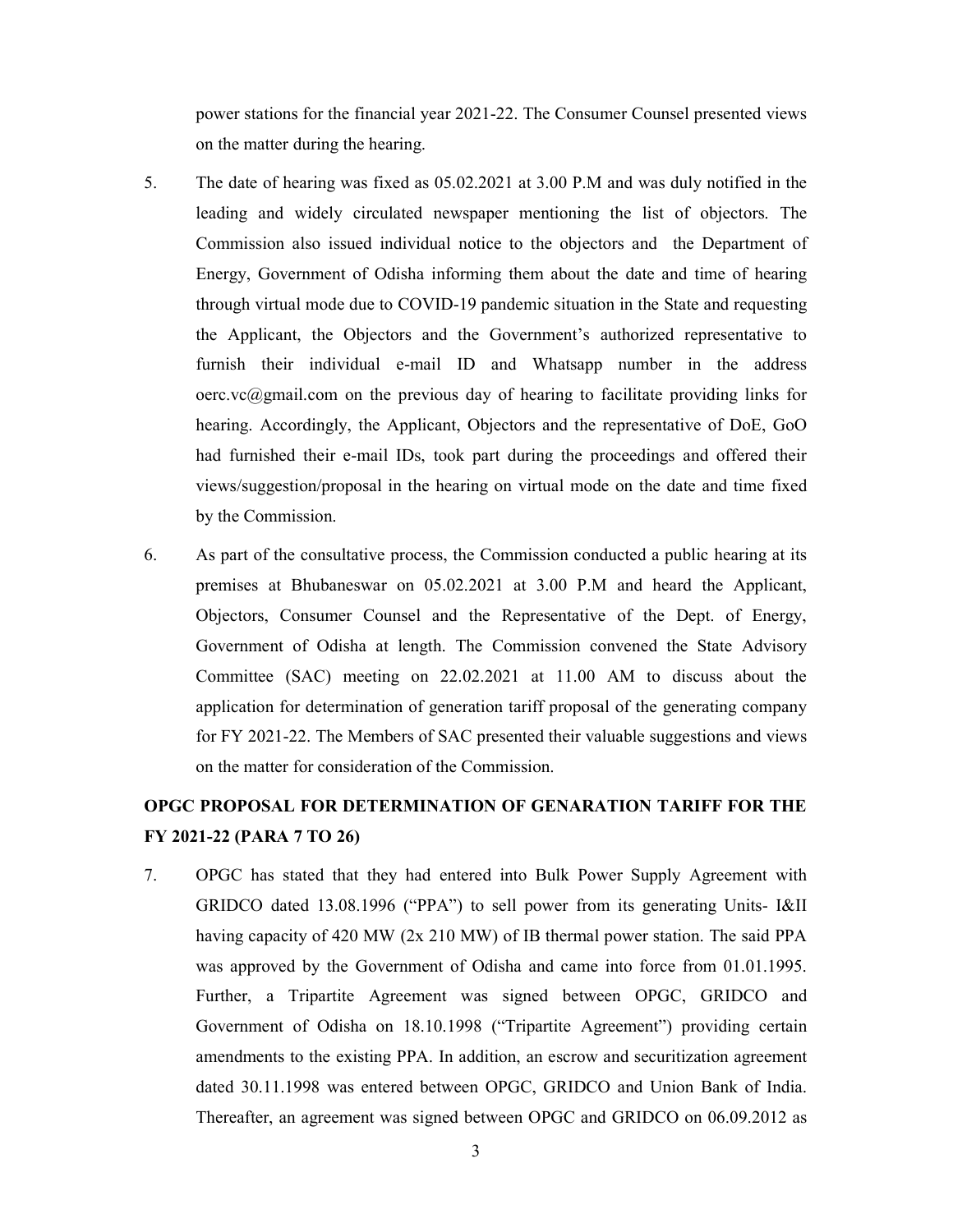power stations for the financial year 2021-22. The Consumer Counsel presented views on the matter during the hearing.

5. The date of hearing was fixed as 05.02.2021 at 3.00 P.M and was duly notified in the leading and widely circulated newspaper mentioning the list of objectors. The Commission also issued individual notice to the objectors and the Department of Energy, Government of Odisha informing them about the date and time of hearing through virtual mode due to COVID-19 pandemic situation in the State and requesting the Applicant, the Objectors and the Government's authorized representative to furnish their individual e-mail ID and Whatsapp number in the address oerc.vc@gmail.com on the previous day of hearing to facilitate providing links for hearing. Accordingly, the Applicant, Objectors and the representative of DoE, GoO had furnished their e-mail IDs, took part during the proceedings and offered their views/suggestion/proposal in the hearing on virtual mode on the date and time fixed by the Commission.

6. As part of the consultative process, the Commission conducted a public hearing at its premises at Bhubaneswar on 05.02.2021 at 3.00 P.M and heard the Applicant, Objectors, Consumer Counsel and the Representative of the Dept. of Energy, Government of Odisha at length. The Commission convened the State Advisory Committee (SAC) meeting on 22.02.2021 at 11.00 AM to discuss about the application for determination of generation tariff proposal of the generating company for FY 2021-22. The Members of SAC presented their valuable suggestions and views on the matter for consideration of the Commission.

## OPGC PROPOSAL FOR DETERMINATION OF GENARATION TARIFF FOR THE FY 2021-22 (PARA 7 TO 26)

7. OPGC has stated that they had entered into Bulk Power Supply Agreement with GRIDCO dated 13.08.1996 ("PPA") to sell power from its generating Units- I&II having capacity of 420 MW (2x 210 MW) of IB thermal power station. The said PPA was approved by the Government of Odisha and came into force from 01.01.1995. Further, a Tripartite Agreement was signed between OPGC, GRIDCO and Government of Odisha on 18.10.1998 ("Tripartite Agreement") providing certain amendments to the existing PPA. In addition, an escrow and securitization agreement dated 30.11.1998 was entered between OPGC, GRIDCO and Union Bank of India. Thereafter, an agreement was signed between OPGC and GRIDCO on 06.09.2012 as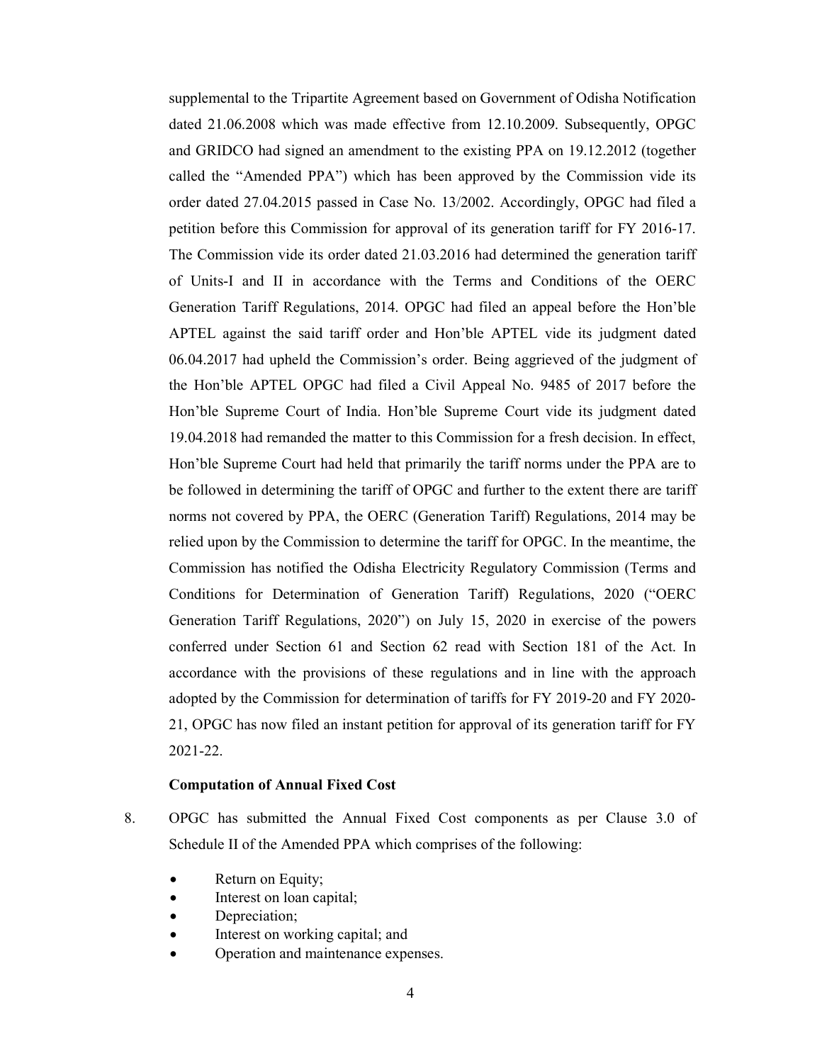supplemental to the Tripartite Agreement based on Government of Odisha Notification dated 21.06.2008 which was made effective from 12.10.2009. Subsequently, OPGC and GRIDCO had signed an amendment to the existing PPA on 19.12.2012 (together called the "Amended PPA") which has been approved by the Commission vide its order dated 27.04.2015 passed in Case No. 13/2002. Accordingly, OPGC had filed a petition before this Commission for approval of its generation tariff for FY 2016-17. The Commission vide its order dated 21.03.2016 had determined the generation tariff of Units-I and II in accordance with the Terms and Conditions of the OERC Generation Tariff Regulations, 2014. OPGC had filed an appeal before the Hon'ble APTEL against the said tariff order and Hon'ble APTEL vide its judgment dated 06.04.2017 had upheld the Commission's order. Being aggrieved of the judgment of the Hon'ble APTEL OPGC had filed a Civil Appeal No. 9485 of 2017 before the Hon'ble Supreme Court of India. Hon'ble Supreme Court vide its judgment dated 19.04.2018 had remanded the matter to this Commission for a fresh decision. In effect, Hon'ble Supreme Court had held that primarily the tariff norms under the PPA are to be followed in determining the tariff of OPGC and further to the extent there are tariff norms not covered by PPA, the OERC (Generation Tariff) Regulations, 2014 may be relied upon by the Commission to determine the tariff for OPGC. In the meantime, the Commission has notified the Odisha Electricity Regulatory Commission (Terms and Conditions for Determination of Generation Tariff) Regulations, 2020 ("OERC Generation Tariff Regulations, 2020") on July 15, 2020 in exercise of the powers conferred under Section 61 and Section 62 read with Section 181 of the Act. In accordance with the provisions of these regulations and in line with the approach adopted by the Commission for determination of tariffs for FY 2019-20 and FY 2020-21, OPGC has now filed an instant petition for approval of its generation tariff for FY 2021-22.

**Computation of Annual Fixed Cost**

8. OPGC has submitted the Annual Fixed Cost components as per Clause 3.0 of Schedule II of the Amended PPA which comprises of the following:

- Return on Equity;
- Interest on loan capital;
- Depreciation;
- Interest on working capital; and
- Operation and maintenance expenses.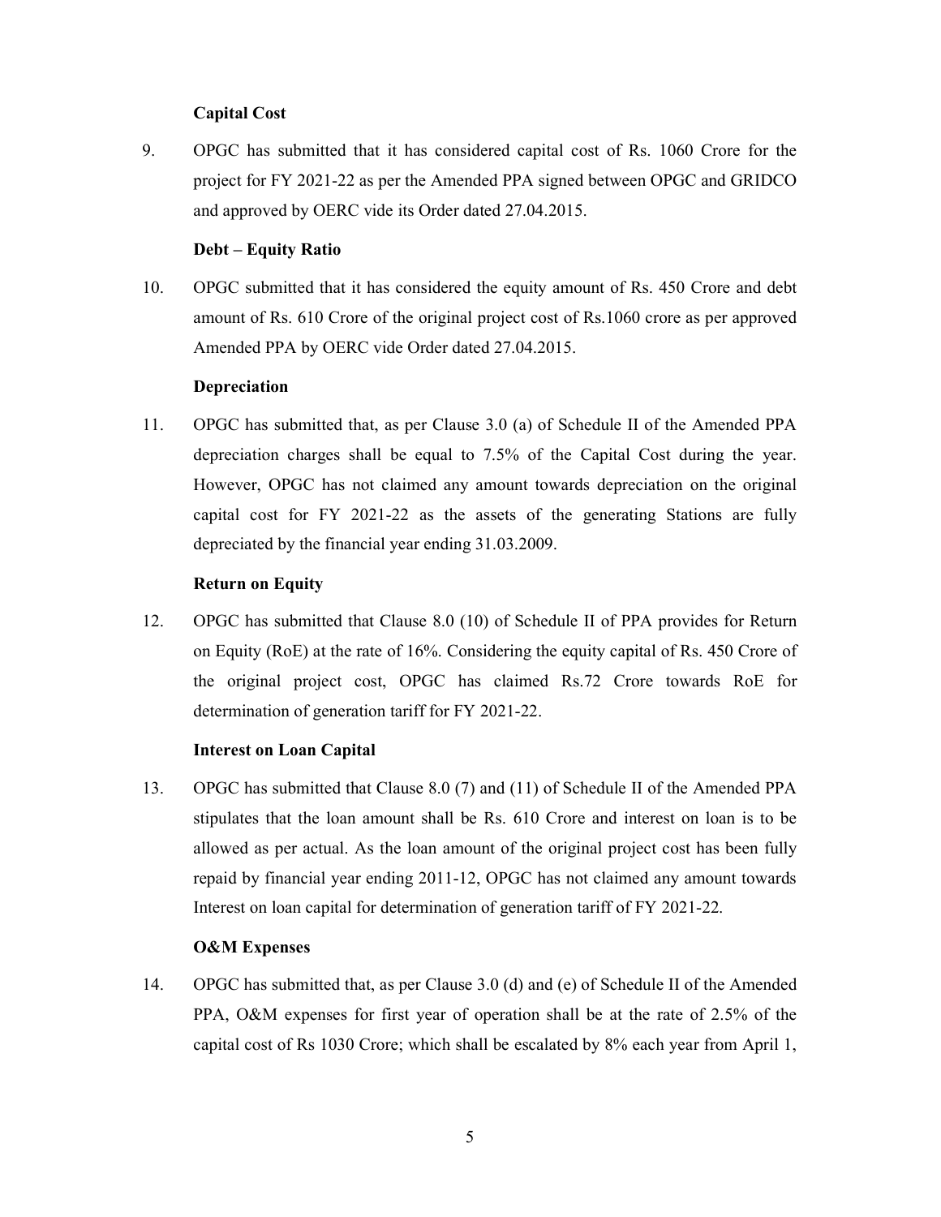**Capital Cost**

9. OPGC has submitted that it has considered capital cost of Rs. 1060 Crore for the project for FY 2021-22 as per the Amended PPA signed between OPGC and GRIDCO and approved by OERC vide its Order dated 27.04.2015.

**Debt – Equity Ratio**

10. OPGC submitted that it has considered the equity amount of Rs. 450 Crore and debt amount of Rs. 610 Crore of the original project cost of Rs.1060 crore as per approved Amended PPA by OERC vide Order dated 27.04.2015.

**Depreciation**

11. OPGC has submitted that, as per Clause 3.0 (a) of Schedule II of the Amended PPA depreciation charges shall be equal to 7.5% of the Capital Cost during the year. However, OPGC has not claimed any amount towards depreciation on the original capital cost for FY 2021-22 as the assets of the generating Stations are fully depreciated by the financial year ending 31.03.2009.

**Return on Equity**

12. OPGC has submitted that Clause 8.0 (10) of Schedule II of PPA provides for Return on Equity (RoE) at the rate of 16%. Considering the equity capital of Rs. 450 Crore of the original project cost, OPGC has claimed Rs.72 Crore towards RoE for determination of generation tariff for FY 2021-22.

**Interest on Loan Capital**

13. OPGC has submitted that Clause 8.0 (7) and (11) of Schedule II of the Amended PPA stipulates that the loan amount shall be Rs. 610 Crore and interest on loan is to be allowed as per actual. As the loan amount of the original project cost has been fully repaid by financial year ending 2011-12, OPGC has not claimed any amount towards Interest on loan capital for determination of generation tariff of FY 2021-22.

**O&M Expenses**

14. OPGC has submitted that, as per Clause 3.0 (d) and (e) of Schedule II of the Amended PPA, O&M expenses for first year of operation shall be at the rate of 2.5% of the capital cost of Rs 1030 Crore; which shall be escalated by 8% each year from April 1,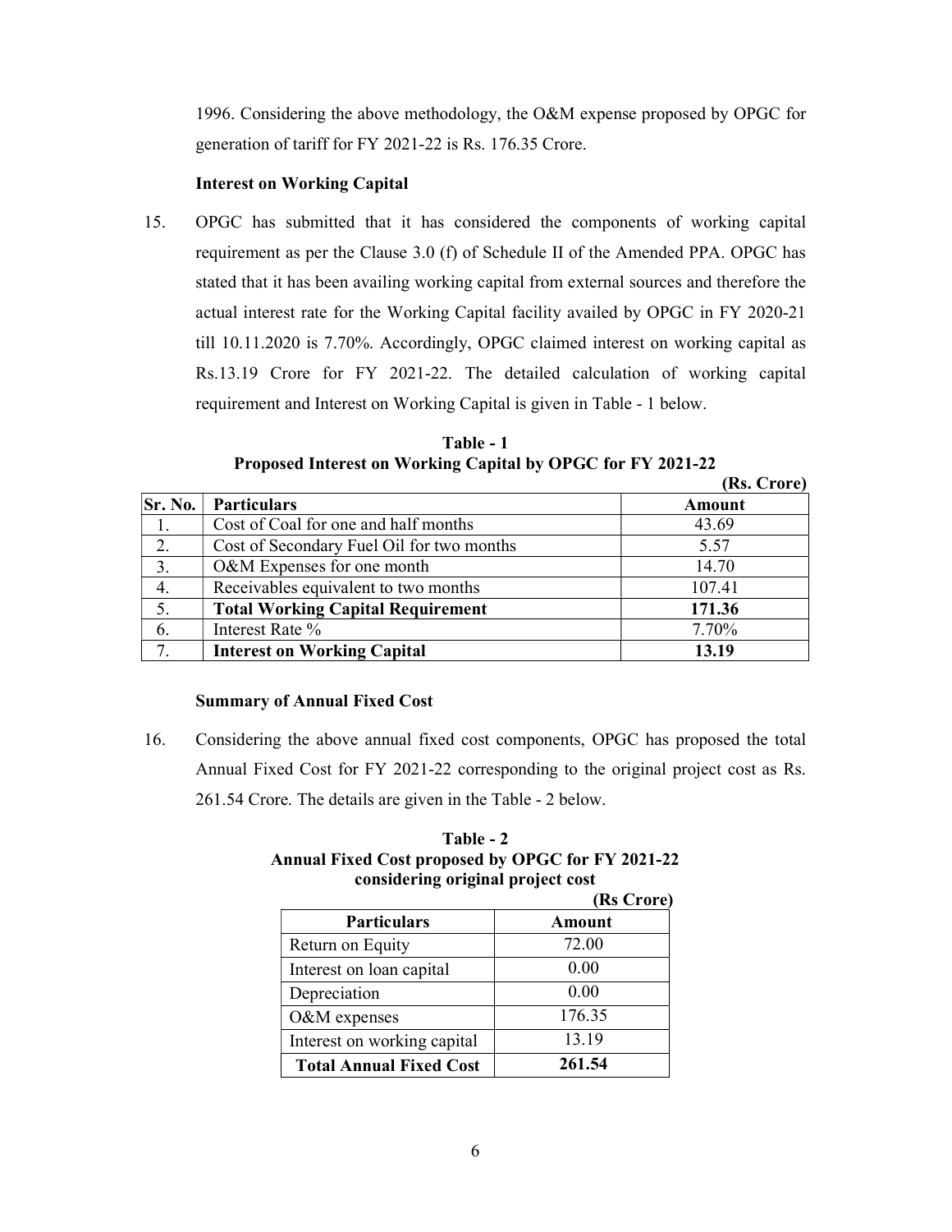1996. Considering the above methodology, the O&M expense proposed by OPGC for generation of tariff for FY 2021-22 is Rs. 176.35 Crore.

**Interest on Working Capital**

15. OPGC has submitted that it has considered the components of working capital requirement as per the Clause 3.0 (f) of Schedule II of the Amended PPA. OPGC has stated that it has been availing working capital from external sources and therefore the actual interest rate for the Working Capital facility availed by OPGC in FY 2020-21 till 10.11.2020 is 7.70%. Accordingly, OPGC claimed interest on working capital as Rs.13.19 Crore for FY 2021-22. The detailed calculation of working capital requirement and Interest on Working Capital is given in Table - 1 below.

**Table - 1**
**Proposed Interest on Working Capital by OPGC for FY 2021-22**

**(Rs. Crore)**

| Sr. No. | Particulars | Amount |
|---|---|---|
| 1. | Cost of Coal for one and half months | 43.69 |
| 2. | Cost of Secondary Fuel Oil for two months | 5.57 |
| 3. | O&M Expenses for one month | 14.70 |
| 4. | Receivables equivalent to two months | 107.41 |
| 5. | **Total Working Capital Requirement** | **171.36** |
| 6. | Interest Rate % | 7.70% |
| 7. | **Interest on Working Capital** | **13.19** |

**Summary of Annual Fixed Cost**

16. Considering the above annual fixed cost components, OPGC has proposed the total Annual Fixed Cost for FY 2021-22 corresponding to the original project cost as Rs. 261.54 Crore. The details are given in the Table - 2 below.

**Table - 2**
**Annual Fixed Cost proposed by OPGC for FY 2021-22 considering original project cost**

**(Rs Crore)**

| Particulars | Amount |
|---|---|
| Return on Equity | 72.00 |
| Interest on loan capital | 0.00 |
| Depreciation | 0.00 |
| O&M expenses | 176.35 |
| Interest on working capital | 13.19 |
| **Total Annual Fixed Cost** | **261.54** |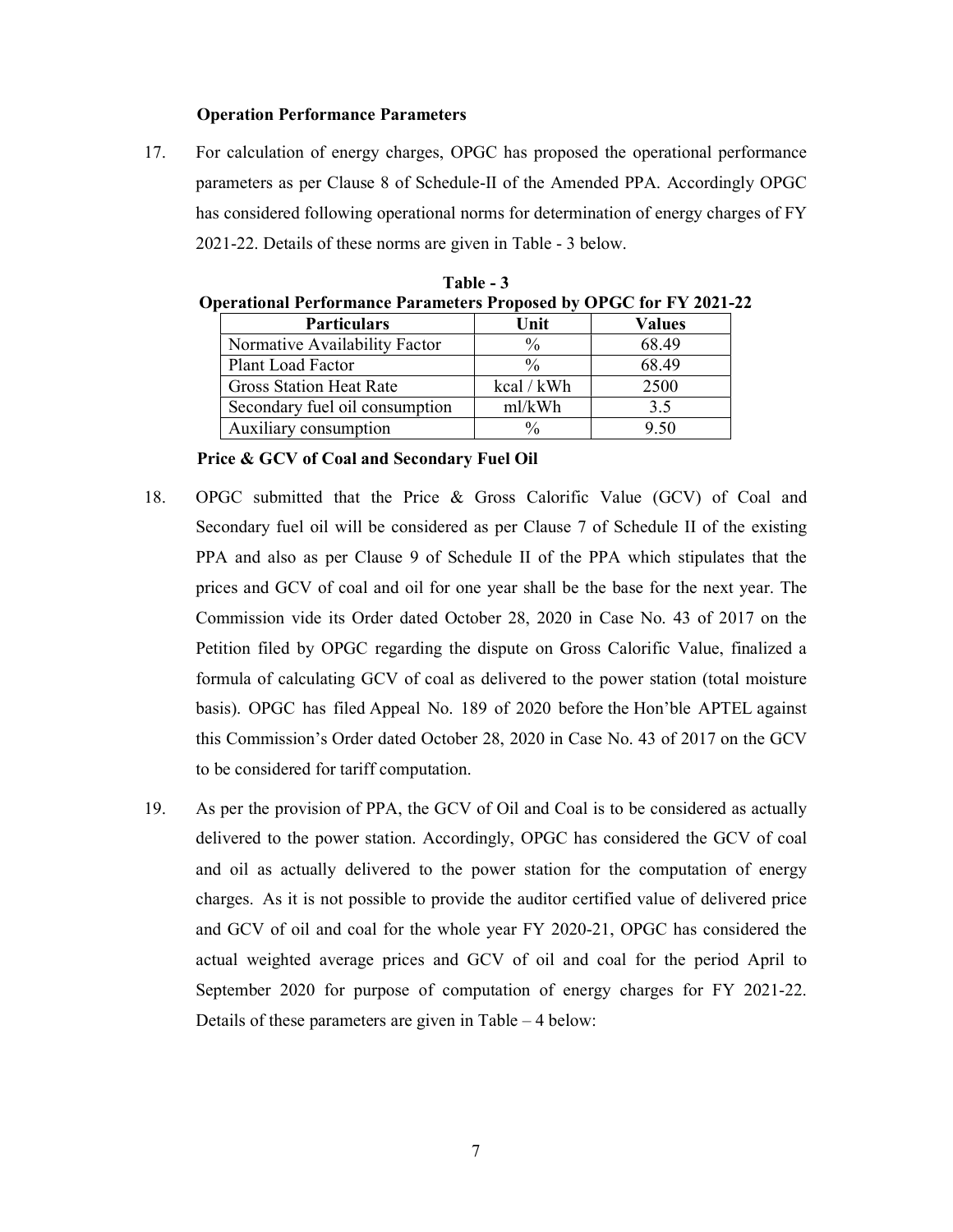**Operation Performance Parameters**

17. For calculation of energy charges, OPGC has proposed the operational performance parameters as per Clause 8 of Schedule-II of the Amended PPA. Accordingly OPGC has considered following operational norms for determination of energy charges of FY 2021-22. Details of these norms are given in Table - 3 below.

**Table - 3**
**Operational Performance Parameters Proposed by OPGC for FY 2021-22**

| Particulars | Unit | Values |
|---|---|---|
| Normative Availability Factor | % | 68.49 |
| Plant Load Factor | % | 68.49 |
| Gross Station Heat Rate | kcal / kWh | 2500 |
| Secondary fuel oil consumption | ml/kWh | 3.5 |
| Auxiliary consumption | % | 9.50 |

**Price & GCV of Coal and Secondary Fuel Oil**

18. OPGC submitted that the Price & Gross Calorific Value (GCV) of Coal and Secondary fuel oil will be considered as per Clause 7 of Schedule II of the existing PPA and also as per Clause 9 of Schedule II of the PPA which stipulates that the prices and GCV of coal and oil for one year shall be the base for the next year. The Commission vide its Order dated October 28, 2020 in Case No. 43 of 2017 on the Petition filed by OPGC regarding the dispute on Gross Calorific Value, finalized a formula of calculating GCV of coal as delivered to the power station (total moisture basis). OPGC has filed Appeal No. 189 of 2020 before the Hon'ble APTEL against this Commission's Order dated October 28, 2020 in Case No. 43 of 2017 on the GCV to be considered for tariff computation.

19. As per the provision of PPA, the GCV of Oil and Coal is to be considered as actually delivered to the power station. Accordingly, OPGC has considered the GCV of coal and oil as actually delivered to the power station for the computation of energy charges. As it is not possible to provide the auditor certified value of delivered price and GCV of oil and coal for the whole year FY 2020-21, OPGC has considered the actual weighted average prices and GCV of oil and coal for the period April to September 2020 for purpose of computation of energy charges for FY 2021-22. Details of these parameters are given in Table – 4 below: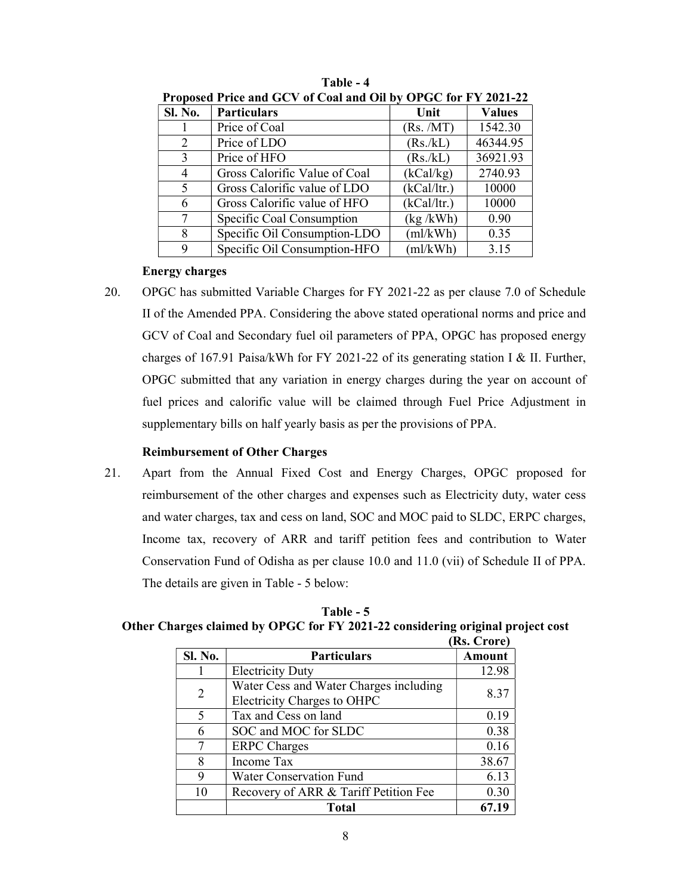**Table - 4**
**Proposed Price and GCV of Coal and Oil by OPGC for FY 2021-22**

| Sl. No. | Particulars | Unit | Values |
|---|---|---|---|
| 1 | Price of Coal | (Rs. /MT) | 1542.30 |
| 2 | Price of LDO | (Rs./kL) | 46344.95 |
| 3 | Price of HFO | (Rs./kL) | 36921.93 |
| 4 | Gross Calorific Value of Coal | (kCal/kg) | 2740.93 |
| 5 | Gross Calorific value of LDO | (kCal/ltr.) | 10000 |
| 6 | Gross Calorific value of HFO | (kCal/ltr.) | 10000 |
| 7 | Specific Coal Consumption | (kg /kWh) | 0.90 |
| 8 | Specific Oil Consumption-LDO | (ml/kWh) | 0.35 |
| 9 | Specific Oil Consumption-HFO | (ml/kWh) | 3.15 |

**Energy charges**

20. OPGC has submitted Variable Charges for FY 2021-22 as per clause 7.0 of Schedule II of the Amended PPA. Considering the above stated operational norms and price and GCV of Coal and Secondary fuel oil parameters of PPA, OPGC has proposed energy charges of 167.91 Paisa/kWh for FY 2021-22 of its generating station I & II. Further, OPGC submitted that any variation in energy charges during the year on account of fuel prices and calorific value will be claimed through Fuel Price Adjustment in supplementary bills on half yearly basis as per the provisions of PPA.

**Reimbursement of Other Charges**

21. Apart from the Annual Fixed Cost and Energy Charges, OPGC proposed for reimbursement of the other charges and expenses such as Electricity duty, water cess and water charges, tax and cess on land, SOC and MOC paid to SLDC, ERPC charges, Income tax, recovery of ARR and tariff petition fees and contribution to Water Conservation Fund of Odisha as per clause 10.0 and 11.0 (vii) of Schedule II of PPA. The details are given in Table - 5 below:

**Table - 5**
**Other Charges claimed by OPGC for FY 2021-22 considering original project cost**

**(Rs. Crore)**

| Sl. No. | Particulars | Amount |
|---|---|---|
| 1 | Electricity Duty | 12.98 |
| 2 | Water Cess and Water Charges including Electricity Charges to OHPC | 8.37 |
| 5 | Tax and Cess on land | 0.19 |
| 6 | SOC and MOC for SLDC | 0.38 |
| 7 | ERPC Charges | 0.16 |
| 8 | Income Tax | 38.67 |
| 9 | Water Conservation Fund | 6.13 |
| 10 | Recovery of ARR & Tariff Petition Fee | 0.30 |
| | **Total** | **67.19** |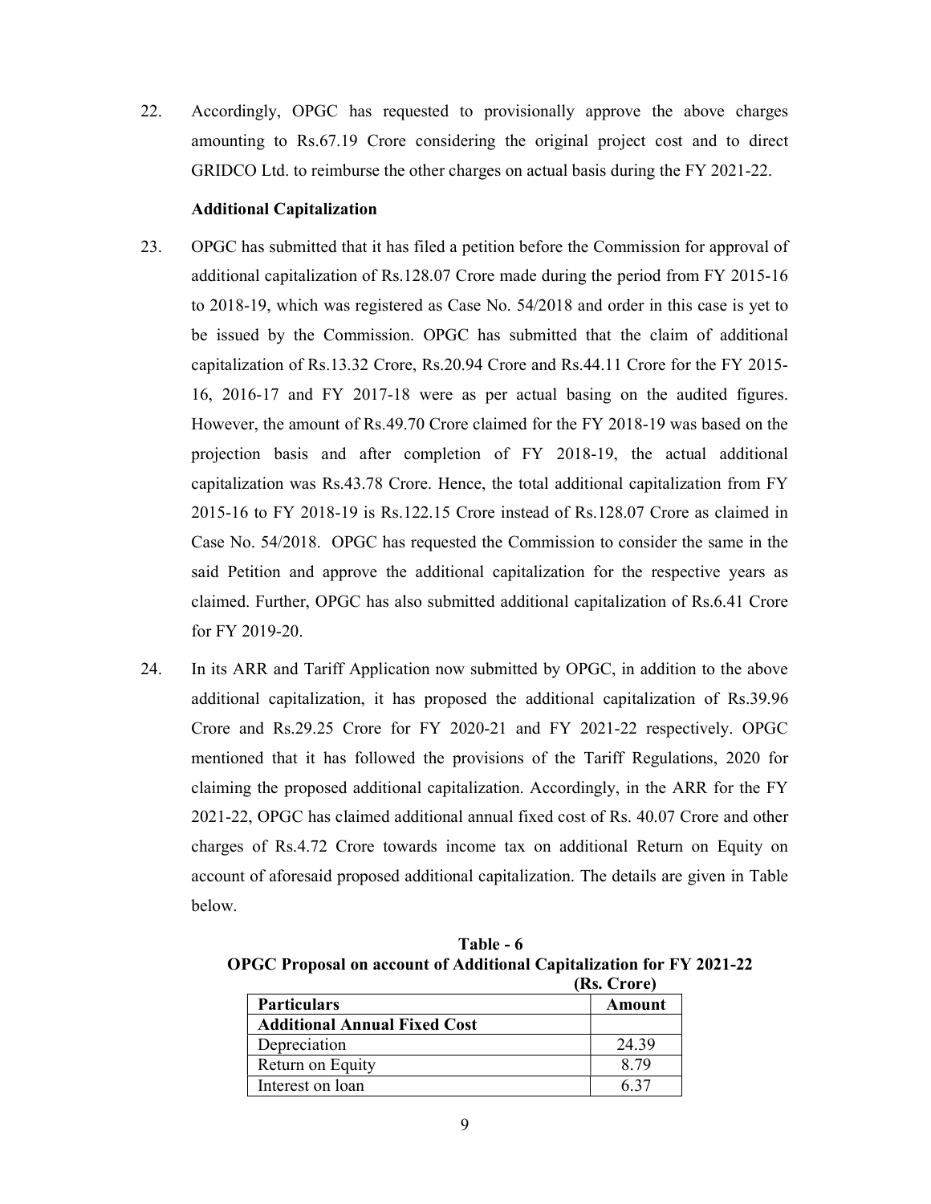22. Accordingly, OPGC has requested to provisionally approve the above charges amounting to Rs.67.19 Crore considering the original project cost and to direct GRIDCO Ltd. to reimburse the other charges on actual basis during the FY 2021-22.

**Additional Capitalization**

23. OPGC has submitted that it has filed a petition before the Commission for approval of additional capitalization of Rs.128.07 Crore made during the period from FY 2015-16 to 2018-19, which was registered as Case No. 54/2018 and order in this case is yet to be issued by the Commission. OPGC has submitted that the claim of additional capitalization of Rs.13.32 Crore, Rs.20.94 Crore and Rs.44.11 Crore for the FY 2015-16, 2016-17 and FY 2017-18 were as per actual basing on the audited figures. However, the amount of Rs.49.70 Crore claimed for the FY 2018-19 was based on the projection basis and after completion of FY 2018-19, the actual additional capitalization was Rs.43.78 Crore. Hence, the total additional capitalization from FY 2015-16 to FY 2018-19 is Rs.122.15 Crore instead of Rs.128.07 Crore as claimed in Case No. 54/2018. OPGC has requested the Commission to consider the same in the said Petition and approve the additional capitalization for the respective years as claimed. Further, OPGC has also submitted additional capitalization of Rs.6.41 Crore for FY 2019-20.

24. In its ARR and Tariff Application now submitted by OPGC, in addition to the above additional capitalization, it has proposed the additional capitalization of Rs.39.96 Crore and Rs.29.25 Crore for FY 2020-21 and FY 2021-22 respectively. OPGC mentioned that it has followed the provisions of the Tariff Regulations, 2020 for claiming the proposed additional capitalization. Accordingly, in the ARR for the FY 2021-22, OPGC has claimed additional annual fixed cost of Rs. 40.07 Crore and other charges of Rs.4.72 Crore towards income tax on additional Return on Equity on account of aforesaid proposed additional capitalization. The details are given in Table below.

**Table - 6**
**OPGC Proposal on account of Additional Capitalization for FY 2021-22**
**(Rs. Crore)**

| **Particulars** | **Amount** |
|---|---|
| **Additional Annual Fixed Cost** | |
| Depreciation | 24.39 |
| Return on Equity | 8.79 |
| Interest on loan | 6.37 |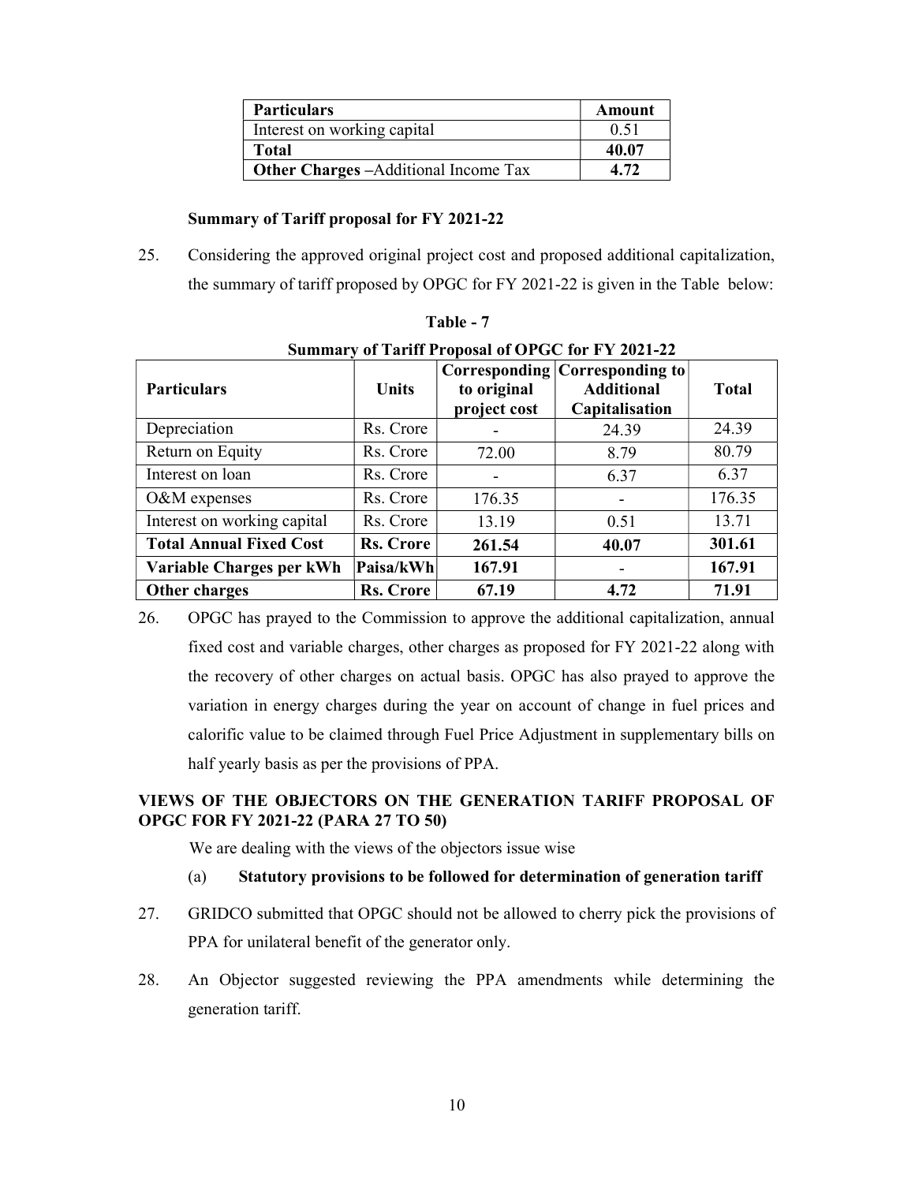| Particulars | Amount |
|---|---|
| Interest on working capital | 0.51 |
| **Total** | **40.07** |
| **Other Charges** –Additional Income Tax | **4.72** |

### Summary of Tariff proposal for FY 2021-22

25. Considering the approved original project cost and proposed additional capitalization, the summary of tariff proposed by OPGC for FY 2021-22 is given in the Table below:

**Table - 7**

**Summary of Tariff Proposal of OPGC for FY 2021-22**

| Particulars | Units | Corresponding to original project cost | Corresponding to Additional Capitalisation | Total |
|---|---|---|---|---|
| Depreciation | Rs. Crore | - | 24.39 | 24.39 |
| Return on Equity | Rs. Crore | 72.00 | 8.79 | 80.79 |
| Interest on loan | Rs. Crore | - | 6.37 | 6.37 |
| O&M expenses | Rs. Crore | 176.35 | - | 176.35 |
| Interest on working capital | Rs. Crore | 13.19 | 0.51 | 13.71 |
| **Total Annual Fixed Cost** | **Rs. Crore** | **261.54** | **40.07** | **301.61** |
| **Variable Charges per kWh** | **Paisa/kWh** | **167.91** | - | **167.91** |
| **Other charges** | **Rs. Crore** | **67.19** | **4.72** | **71.91** |

26. OPGC has prayed to the Commission to approve the additional capitalization, annual fixed cost and variable charges, other charges as proposed for FY 2021-22 along with the recovery of other charges on actual basis. OPGC has also prayed to approve the variation in energy charges during the year on account of change in fuel prices and calorific value to be claimed through Fuel Price Adjustment in supplementary bills on half yearly basis as per the provisions of PPA.

### VIEWS OF THE OBJECTORS ON THE GENERATION TARIFF PROPOSAL OF OPGC FOR FY 2021-22 (PARA 27 TO 50)

We are dealing with the views of the objectors issue wise

(a) **Statutory provisions to be followed for determination of generation tariff**

27. GRIDCO submitted that OPGC should not be allowed to cherry pick the provisions of PPA for unilateral benefit of the generator only.

28. An Objector suggested reviewing the PPA amendments while determining the generation tariff.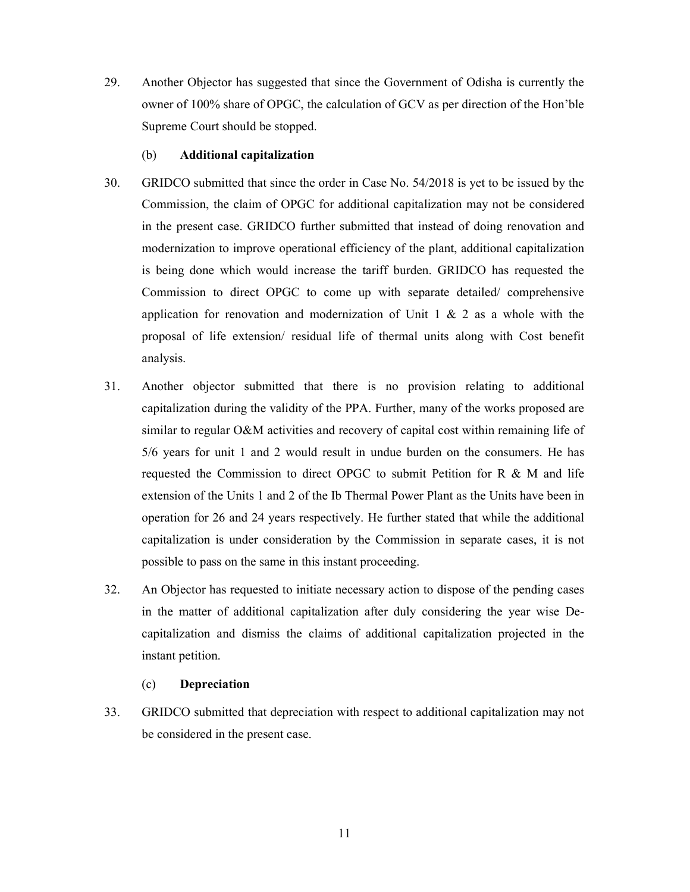29. Another Objector has suggested that since the Government of Odisha is currently the owner of 100% share of OPGC, the calculation of GCV as per direction of the Hon'ble Supreme Court should be stopped.

(b) **Additional capitalization**

30. GRIDCO submitted that since the order in Case No. 54/2018 is yet to be issued by the Commission, the claim of OPGC for additional capitalization may not be considered in the present case. GRIDCO further submitted that instead of doing renovation and modernization to improve operational efficiency of the plant, additional capitalization is being done which would increase the tariff burden. GRIDCO has requested the Commission to direct OPGC to come up with separate detailed/ comprehensive application for renovation and modernization of Unit 1 & 2 as a whole with the proposal of life extension/ residual life of thermal units along with Cost benefit analysis.

31. Another objector submitted that there is no provision relating to additional capitalization during the validity of the PPA. Further, many of the works proposed are similar to regular O&M activities and recovery of capital cost within remaining life of 5/6 years for unit 1 and 2 would result in undue burden on the consumers. He has requested the Commission to direct OPGC to submit Petition for R & M and life extension of the Units 1 and 2 of the Ib Thermal Power Plant as the Units have been in operation for 26 and 24 years respectively. He further stated that while the additional capitalization is under consideration by the Commission in separate cases, it is not possible to pass on the same in this instant proceeding.

32. An Objector has requested to initiate necessary action to dispose of the pending cases in the matter of additional capitalization after duly considering the year wise De-capitalization and dismiss the claims of additional capitalization projected in the instant petition.

(c) **Depreciation**

33. GRIDCO submitted that depreciation with respect to additional capitalization may not be considered in the present case.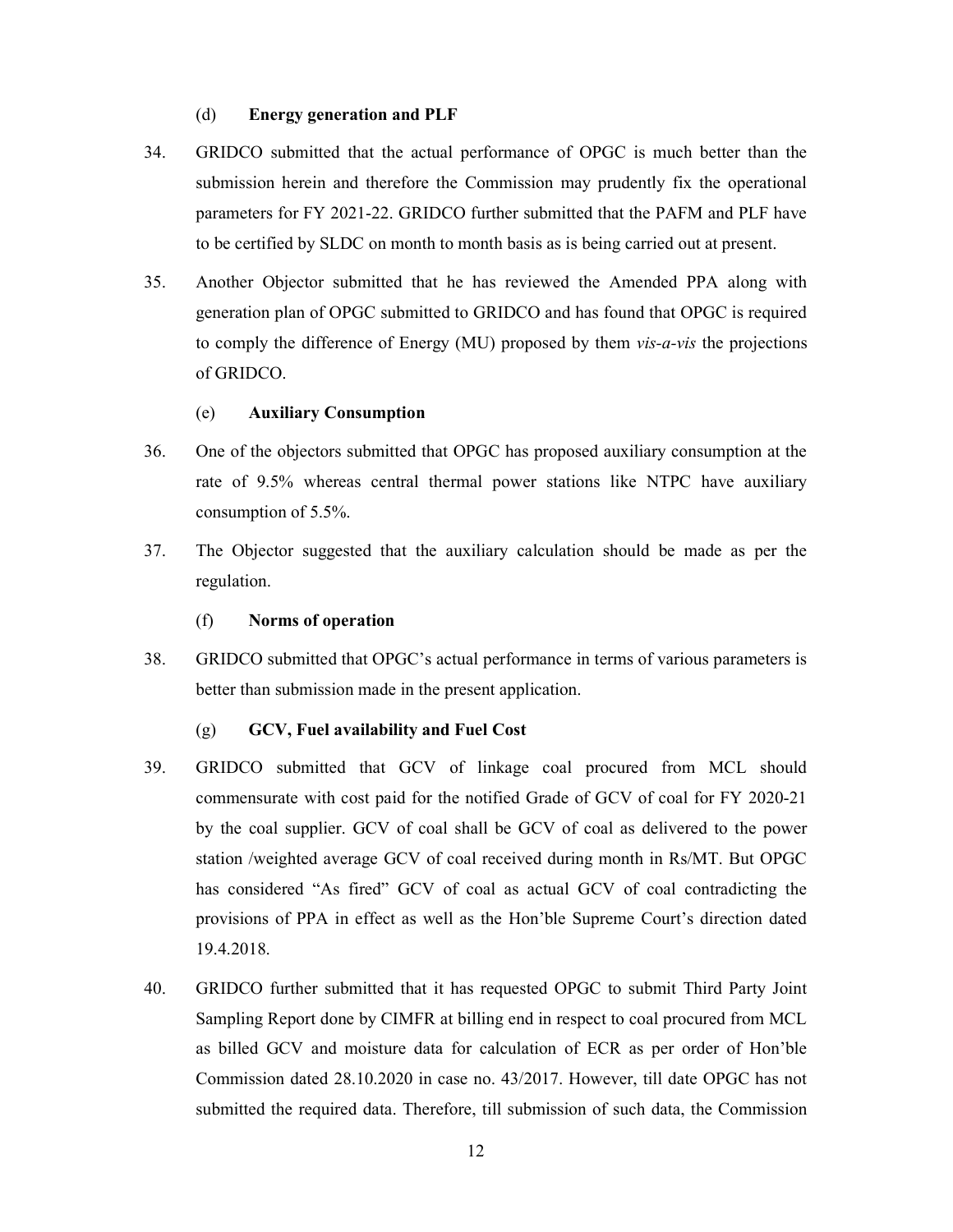### (d) **Energy generation and PLF**

34. GRIDCO submitted that the actual performance of OPGC is much better than the submission herein and therefore the Commission may prudently fix the operational parameters for FY 2021-22. GRIDCO further submitted that the PAFM and PLF have to be certified by SLDC on month to month basis as is being carried out at present.

35. Another Objector submitted that he has reviewed the Amended PPA along with generation plan of OPGC submitted to GRIDCO and has found that OPGC is required to comply the difference of Energy (MU) proposed by them *vis-a-vis* the projections of GRIDCO.

### (e) **Auxiliary Consumption**

36. One of the objectors submitted that OPGC has proposed auxiliary consumption at the rate of 9.5% whereas central thermal power stations like NTPC have auxiliary consumption of 5.5%.

37. The Objector suggested that the auxiliary calculation should be made as per the regulation.

### (f) **Norms of operation**

38. GRIDCO submitted that OPGC's actual performance in terms of various parameters is better than submission made in the present application.

### (g) **GCV, Fuel availability and Fuel Cost**

39. GRIDCO submitted that GCV of linkage coal procured from MCL should commensurate with cost paid for the notified Grade of GCV of coal for FY 2020-21 by the coal supplier. GCV of coal shall be GCV of coal as delivered to the power station /weighted average GCV of coal received during month in Rs/MT. But OPGC has considered "As fired" GCV of coal as actual GCV of coal contradicting the provisions of PPA in effect as well as the Hon'ble Supreme Court's direction dated 19.4.2018.

40. GRIDCO further submitted that it has requested OPGC to submit Third Party Joint Sampling Report done by CIMFR at billing end in respect to coal procured from MCL as billed GCV and moisture data for calculation of ECR as per order of Hon'ble Commission dated 28.10.2020 in case no. 43/2017. However, till date OPGC has not submitted the required data. Therefore, till submission of such data, the Commission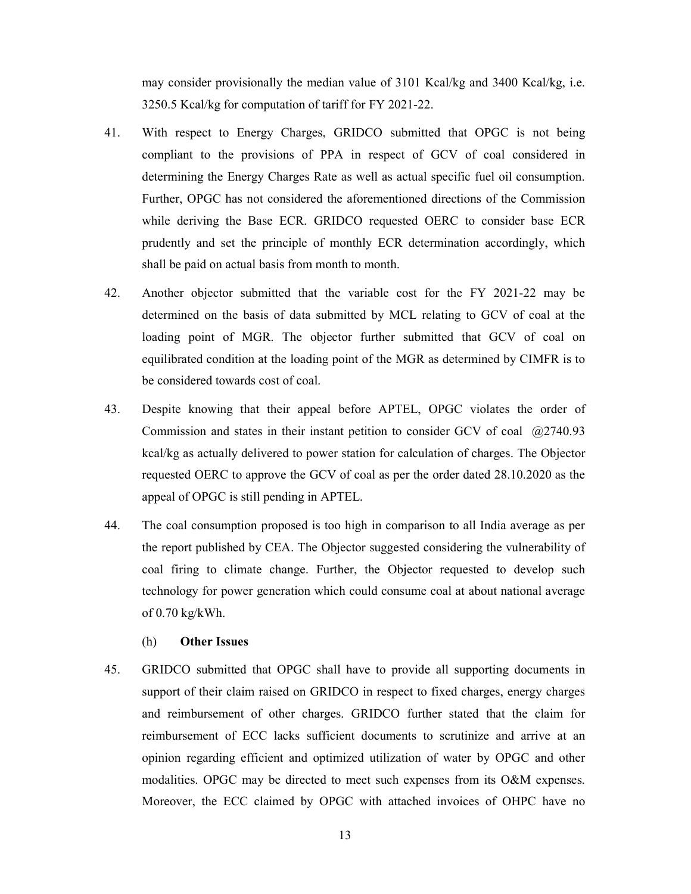may consider provisionally the median value of 3101 Kcal/kg and 3400 Kcal/kg, i.e. 3250.5 Kcal/kg for computation of tariff for FY 2021-22.

41. With respect to Energy Charges, GRIDCO submitted that OPGC is not being compliant to the provisions of PPA in respect of GCV of coal considered in determining the Energy Charges Rate as well as actual specific fuel oil consumption. Further, OPGC has not considered the aforementioned directions of the Commission while deriving the Base ECR. GRIDCO requested OERC to consider base ECR prudently and set the principle of monthly ECR determination accordingly, which shall be paid on actual basis from month to month.

42. Another objector submitted that the variable cost for the FY 2021-22 may be determined on the basis of data submitted by MCL relating to GCV of coal at the loading point of MGR. The objector further submitted that GCV of coal on equilibrated condition at the loading point of the MGR as determined by CIMFR is to be considered towards cost of coal.

43. Despite knowing that their appeal before APTEL, OPGC violates the order of Commission and states in their instant petition to consider GCV of coal @2740.93 kcal/kg as actually delivered to power station for calculation of charges. The Objector requested OERC to approve the GCV of coal as per the order dated 28.10.2020 as the appeal of OPGC is still pending in APTEL.

44. The coal consumption proposed is too high in comparison to all India average as per the report published by CEA. The Objector suggested considering the vulnerability of coal firing to climate change. Further, the Objector requested to develop such technology for power generation which could consume coal at about national average of 0.70 kg/kWh.

(h) **Other Issues**

45. GRIDCO submitted that OPGC shall have to provide all supporting documents in support of their claim raised on GRIDCO in respect to fixed charges, energy charges and reimbursement of other charges. GRIDCO further stated that the claim for reimbursement of ECC lacks sufficient documents to scrutinize and arrive at an opinion regarding efficient and optimized utilization of water by OPGC and other modalities. OPGC may be directed to meet such expenses from its O&M expenses. Moreover, the ECC claimed by OPGC with attached invoices of OHPC have no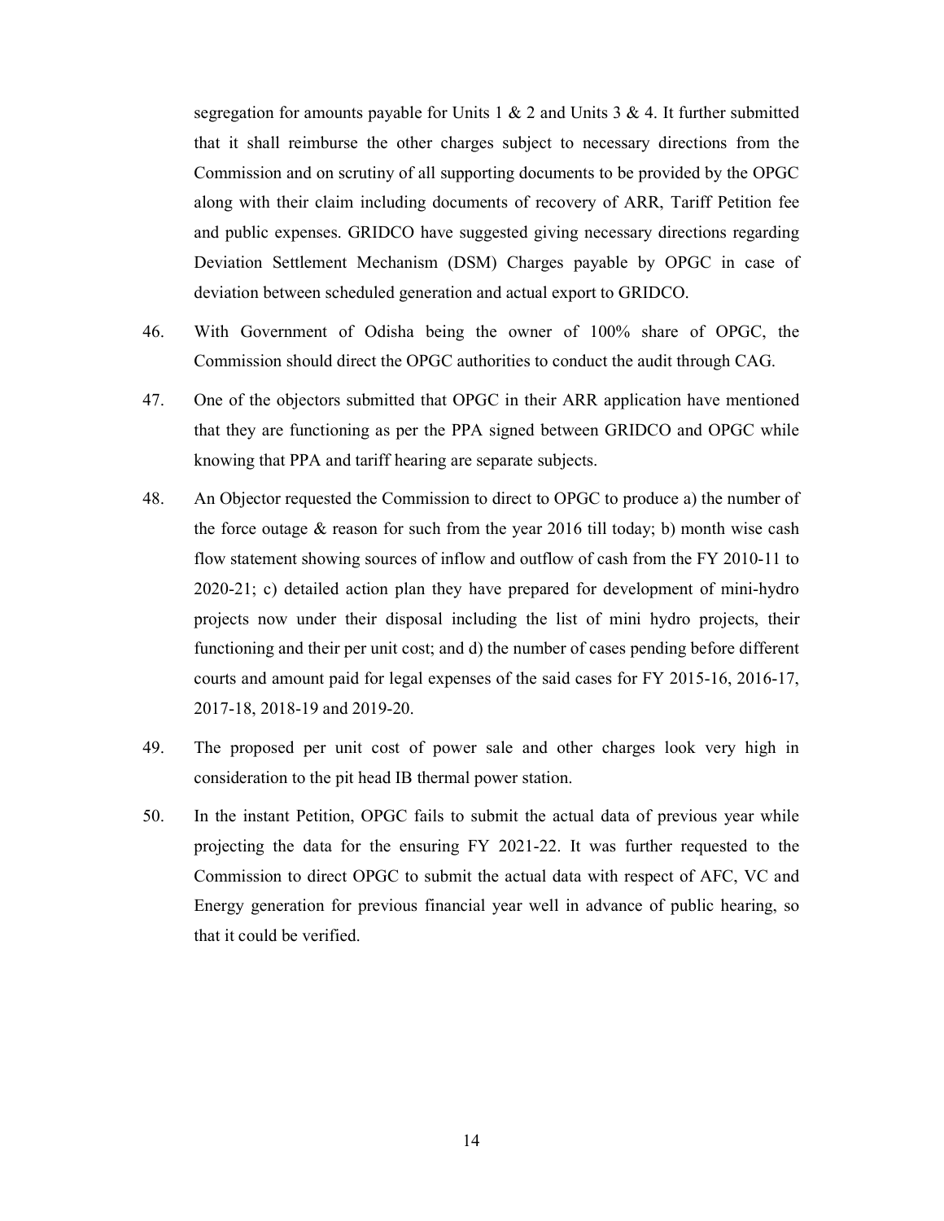segregation for amounts payable for Units 1 & 2 and Units 3 & 4. It further submitted that it shall reimburse the other charges subject to necessary directions from the Commission and on scrutiny of all supporting documents to be provided by the OPGC along with their claim including documents of recovery of ARR, Tariff Petition fee and public expenses. GRIDCO have suggested giving necessary directions regarding Deviation Settlement Mechanism (DSM) Charges payable by OPGC in case of deviation between scheduled generation and actual export to GRIDCO.

46. With Government of Odisha being the owner of 100% share of OPGC, the Commission should direct the OPGC authorities to conduct the audit through CAG.

47. One of the objectors submitted that OPGC in their ARR application have mentioned that they are functioning as per the PPA signed between GRIDCO and OPGC while knowing that PPA and tariff hearing are separate subjects.

48. An Objector requested the Commission to direct to OPGC to produce a) the number of the force outage & reason for such from the year 2016 till today; b) month wise cash flow statement showing sources of inflow and outflow of cash from the FY 2010-11 to 2020-21; c) detailed action plan they have prepared for development of mini-hydro projects now under their disposal including the list of mini hydro projects, their functioning and their per unit cost; and d) the number of cases pending before different courts and amount paid for legal expenses of the said cases for FY 2015-16, 2016-17, 2017-18, 2018-19 and 2019-20.

49. The proposed per unit cost of power sale and other charges look very high in consideration to the pit head IB thermal power station.

50. In the instant Petition, OPGC fails to submit the actual data of previous year while projecting the data for the ensuring FY 2021-22. It was further requested to the Commission to direct OPGC to submit the actual data with respect of AFC, VC and Energy generation for previous financial year well in advance of public hearing, so that it could be verified.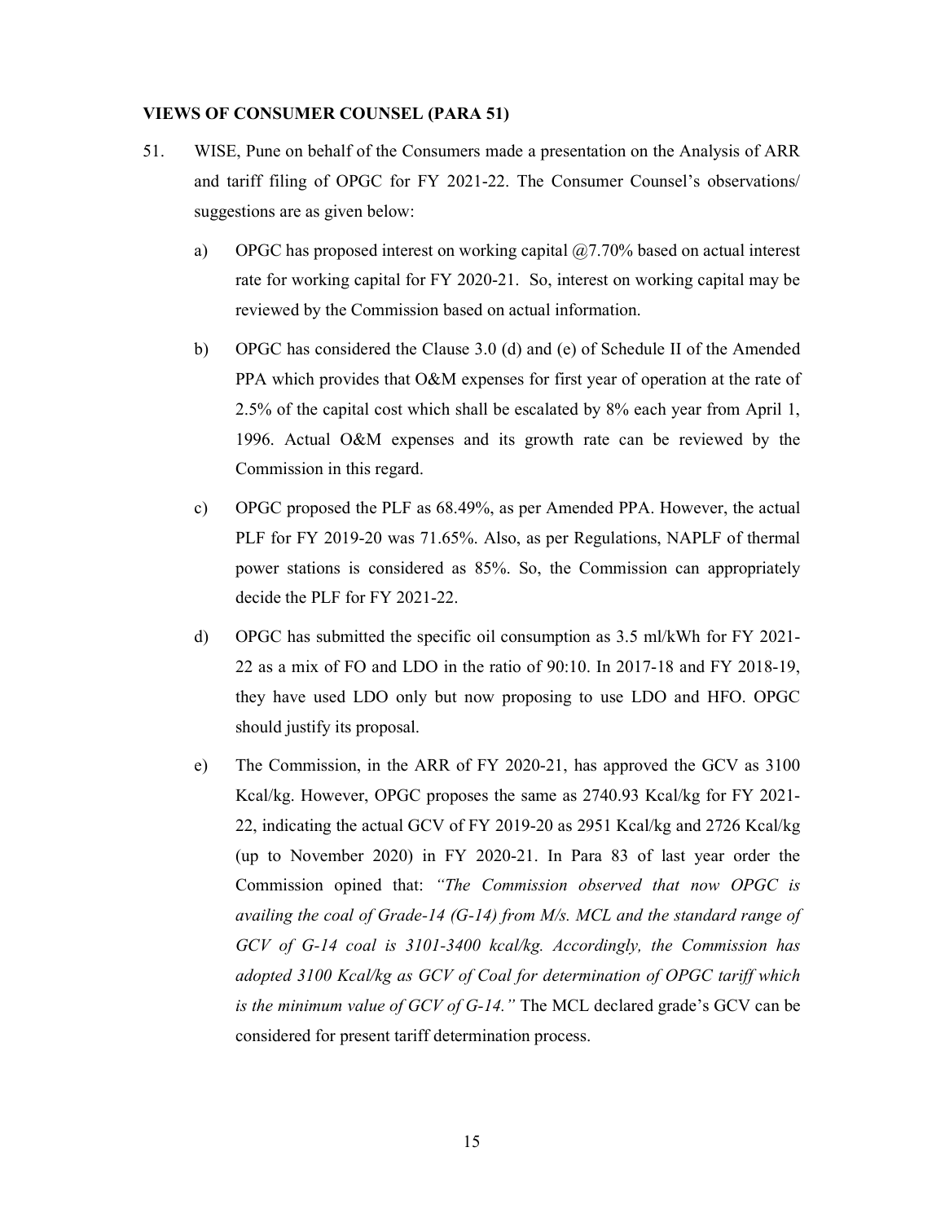### VIEWS OF CONSUMER COUNSEL (PARA 51)

51. WISE, Pune on behalf of the Consumers made a presentation on the Analysis of ARR and tariff filing of OPGC for FY 2021-22. The Consumer Counsel's observations/ suggestions are as given below:

    a) OPGC has proposed interest on working capital @7.70% based on actual interest rate for working capital for FY 2020-21. So, interest on working capital may be reviewed by the Commission based on actual information.

    b) OPGC has considered the Clause 3.0 (d) and (e) of Schedule II of the Amended PPA which provides that O&M expenses for first year of operation at the rate of 2.5% of the capital cost which shall be escalated by 8% each year from April 1, 1996. Actual O&M expenses and its growth rate can be reviewed by the Commission in this regard.

    c) OPGC proposed the PLF as 68.49%, as per Amended PPA. However, the actual PLF for FY 2019-20 was 71.65%. Also, as per Regulations, NAPLF of thermal power stations is considered as 85%. So, the Commission can appropriately decide the PLF for FY 2021-22.

    d) OPGC has submitted the specific oil consumption as 3.5 ml/kWh for FY 2021-22 as a mix of FO and LDO in the ratio of 90:10. In 2017-18 and FY 2018-19, they have used LDO only but now proposing to use LDO and HFO. OPGC should justify its proposal.

    e) The Commission, in the ARR of FY 2020-21, has approved the GCV as 3100 Kcal/kg. However, OPGC proposes the same as 2740.93 Kcal/kg for FY 2021-22, indicating the actual GCV of FY 2019-20 as 2951 Kcal/kg and 2726 Kcal/kg (up to November 2020) in FY 2020-21. In Para 83 of last year order the Commission opined that: *"The Commission observed that now OPGC is availing the coal of Grade-14 (G-14) from M/s. MCL and the standard range of GCV of G-14 coal is 3101-3400 kcal/kg. Accordingly, the Commission has adopted 3100 Kcal/kg as GCV of Coal for determination of OPGC tariff which is the minimum value of GCV of G-14."* The MCL declared grade's GCV can be considered for present tariff determination process.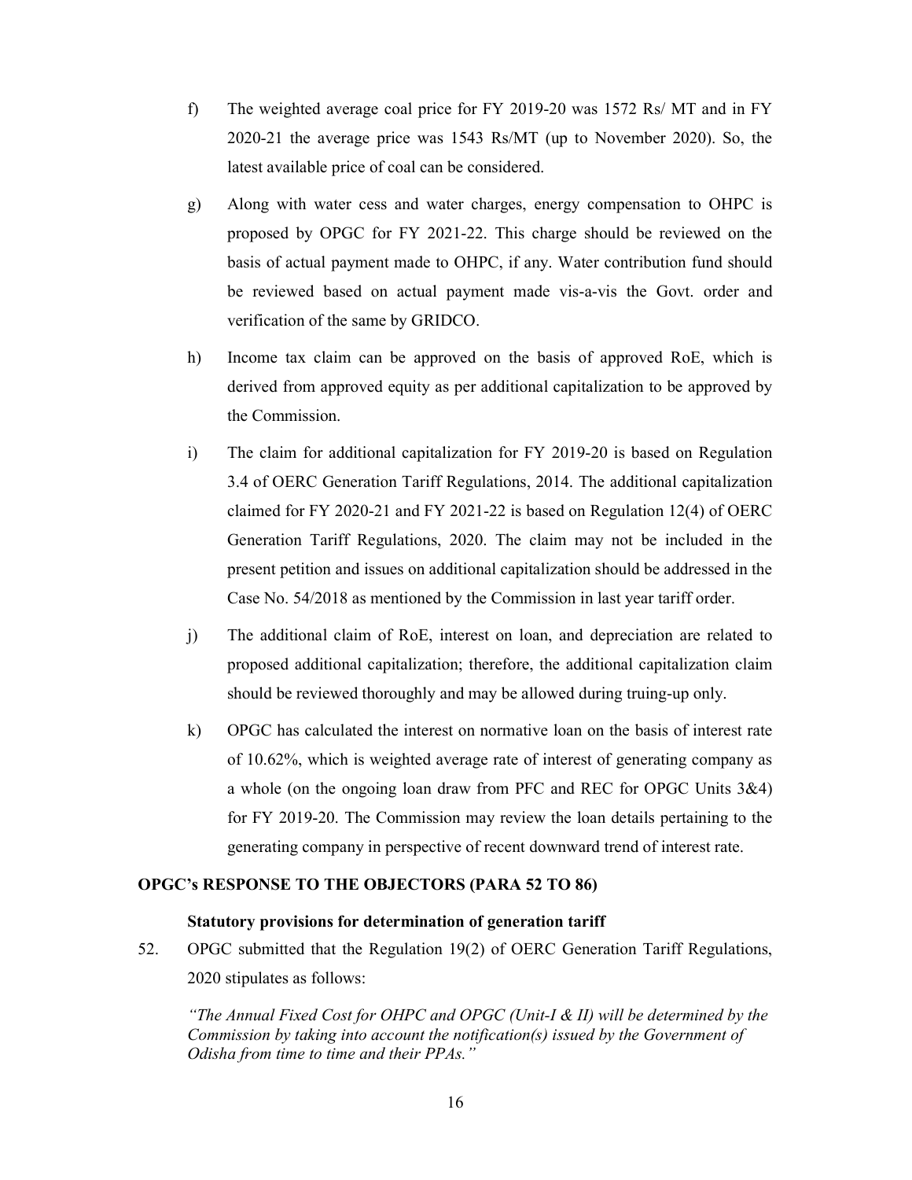f) The weighted average coal price for FY 2019-20 was 1572 Rs/ MT and in FY 2020-21 the average price was 1543 Rs/MT (up to November 2020). So, the latest available price of coal can be considered.

g) Along with water cess and water charges, energy compensation to OHPC is proposed by OPGC for FY 2021-22. This charge should be reviewed on the basis of actual payment made to OHPC, if any. Water contribution fund should be reviewed based on actual payment made vis-a-vis the Govt. order and verification of the same by GRIDCO.

h) Income tax claim can be approved on the basis of approved RoE, which is derived from approved equity as per additional capitalization to be approved by the Commission.

i) The claim for additional capitalization for FY 2019-20 is based on Regulation 3.4 of OERC Generation Tariff Regulations, 2014. The additional capitalization claimed for FY 2020-21 and FY 2021-22 is based on Regulation 12(4) of OERC Generation Tariff Regulations, 2020. The claim may not be included in the present petition and issues on additional capitalization should be addressed in the Case No. 54/2018 as mentioned by the Commission in last year tariff order.

j) The additional claim of RoE, interest on loan, and depreciation are related to proposed additional capitalization; therefore, the additional capitalization claim should be reviewed thoroughly and may be allowed during truing-up only.

k) OPGC has calculated the interest on normative loan on the basis of interest rate of 10.62%, which is weighted average rate of interest of generating company as a whole (on the ongoing loan draw from PFC and REC for OPGC Units 3&4) for FY 2019-20. The Commission may review the loan details pertaining to the generating company in perspective of recent downward trend of interest rate.

## OPGC's RESPONSE TO THE OBJECTORS (PARA 52 TO 86)

### Statutory provisions for determination of generation tariff

52. OPGC submitted that the Regulation 19(2) of OERC Generation Tariff Regulations, 2020 stipulates as follows:

*"The Annual Fixed Cost for OHPC and OPGC (Unit-I & II) will be determined by the Commission by taking into account the notification(s) issued by the Government of Odisha from time to time and their PPAs."*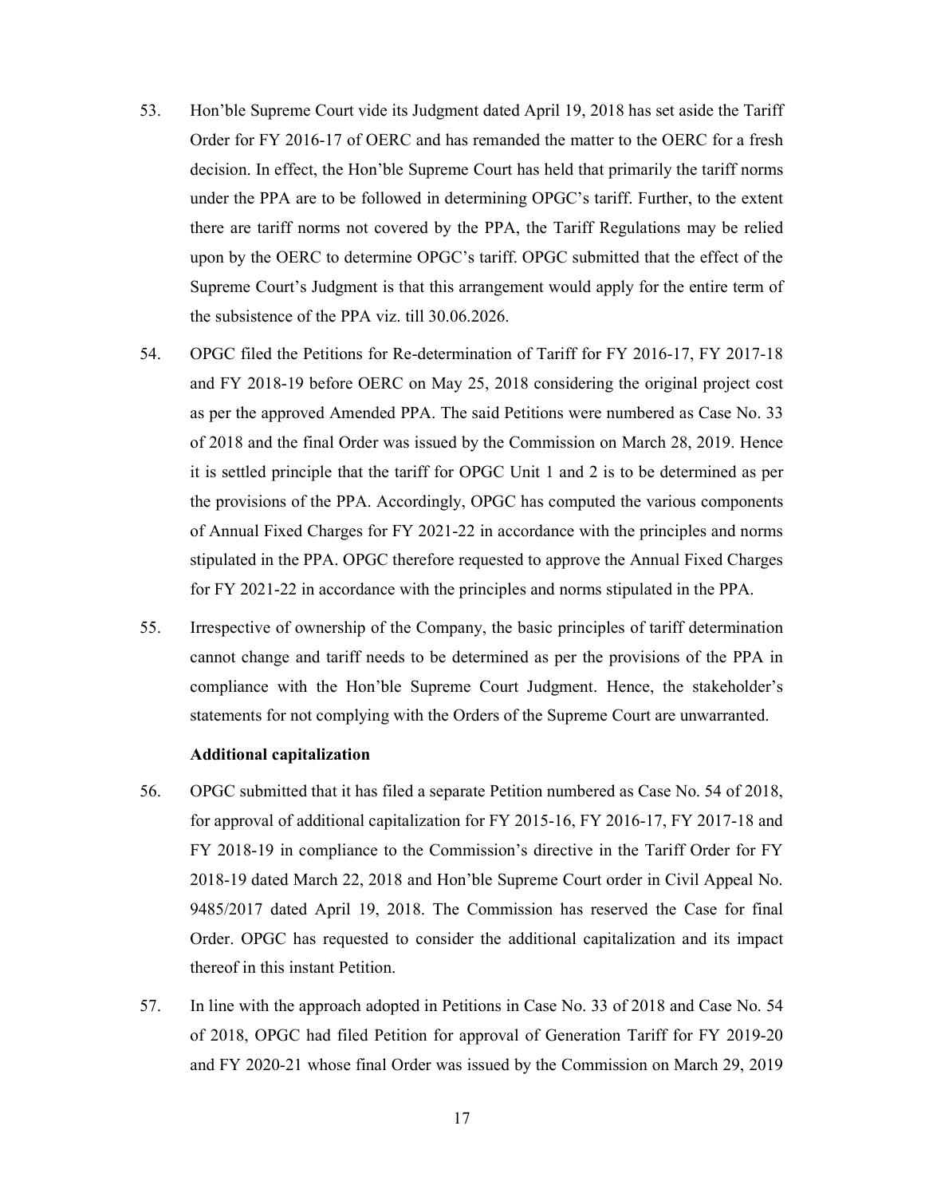53. Hon'ble Supreme Court vide its Judgment dated April 19, 2018 has set aside the Tariff Order for FY 2016-17 of OERC and has remanded the matter to the OERC for a fresh decision. In effect, the Hon'ble Supreme Court has held that primarily the tariff norms under the PPA are to be followed in determining OPGC's tariff. Further, to the extent there are tariff norms not covered by the PPA, the Tariff Regulations may be relied upon by the OERC to determine OPGC's tariff. OPGC submitted that the effect of the Supreme Court's Judgment is that this arrangement would apply for the entire term of the subsistence of the PPA viz. till 30.06.2026.

54. OPGC filed the Petitions for Re-determination of Tariff for FY 2016-17, FY 2017-18 and FY 2018-19 before OERC on May 25, 2018 considering the original project cost as per the approved Amended PPA. The said Petitions were numbered as Case No. 33 of 2018 and the final Order was issued by the Commission on March 28, 2019. Hence it is settled principle that the tariff for OPGC Unit 1 and 2 is to be determined as per the provisions of the PPA. Accordingly, OPGC has computed the various components of Annual Fixed Charges for FY 2021-22 in accordance with the principles and norms stipulated in the PPA. OPGC therefore requested to approve the Annual Fixed Charges for FY 2021-22 in accordance with the principles and norms stipulated in the PPA.

55. Irrespective of ownership of the Company, the basic principles of tariff determination cannot change and tariff needs to be determined as per the provisions of the PPA in compliance with the Hon'ble Supreme Court Judgment. Hence, the stakeholder's statements for not complying with the Orders of the Supreme Court are unwarranted.

**Additional capitalization**

56. OPGC submitted that it has filed a separate Petition numbered as Case No. 54 of 2018, for approval of additional capitalization for FY 2015-16, FY 2016-17, FY 2017-18 and FY 2018-19 in compliance to the Commission's directive in the Tariff Order for FY 2018-19 dated March 22, 2018 and Hon'ble Supreme Court order in Civil Appeal No. 9485/2017 dated April 19, 2018. The Commission has reserved the Case for final Order. OPGC has requested to consider the additional capitalization and its impact thereof in this instant Petition.

57. In line with the approach adopted in Petitions in Case No. 33 of 2018 and Case No. 54 of 2018, OPGC had filed Petition for approval of Generation Tariff for FY 2019-20 and FY 2020-21 whose final Order was issued by the Commission on March 29, 2019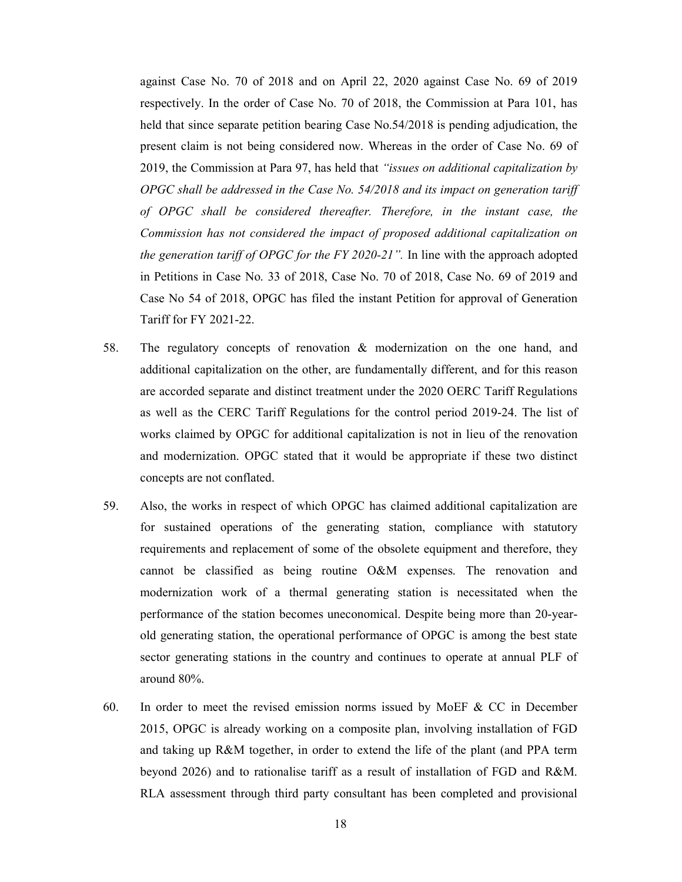against Case No. 70 of 2018 and on April 22, 2020 against Case No. 69 of 2019 respectively. In the order of Case No. 70 of 2018, the Commission at Para 101, has held that since separate petition bearing Case No.54/2018 is pending adjudication, the present claim is not being considered now. Whereas in the order of Case No. 69 of 2019, the Commission at Para 97, has held that *"issues on additional capitalization by OPGC shall be addressed in the Case No. 54/2018 and its impact on generation tariff of OPGC shall be considered thereafter. Therefore, in the instant case, the Commission has not considered the impact of proposed additional capitalization on the generation tariff of OPGC for the FY 2020-21".* In line with the approach adopted in Petitions in Case No. 33 of 2018, Case No. 70 of 2018, Case No. 69 of 2019 and Case No 54 of 2018, OPGC has filed the instant Petition for approval of Generation Tariff for FY 2021-22.

58. The regulatory concepts of renovation & modernization on the one hand, and additional capitalization on the other, are fundamentally different, and for this reason are accorded separate and distinct treatment under the 2020 OERC Tariff Regulations as well as the CERC Tariff Regulations for the control period 2019-24. The list of works claimed by OPGC for additional capitalization is not in lieu of the renovation and modernization. OPGC stated that it would be appropriate if these two distinct concepts are not conflated.

59. Also, the works in respect of which OPGC has claimed additional capitalization are for sustained operations of the generating station, compliance with statutory requirements and replacement of some of the obsolete equipment and therefore, they cannot be classified as being routine O&M expenses. The renovation and modernization work of a thermal generating station is necessitated when the performance of the station becomes uneconomical. Despite being more than 20-year-old generating station, the operational performance of OPGC is among the best state sector generating stations in the country and continues to operate at annual PLF of around 80%.

60. In order to meet the revised emission norms issued by MoEF & CC in December 2015, OPGC is already working on a composite plan, involving installation of FGD and taking up R&M together, in order to extend the life of the plant (and PPA term beyond 2026) and to rationalise tariff as a result of installation of FGD and R&M. RLA assessment through third party consultant has been completed and provisional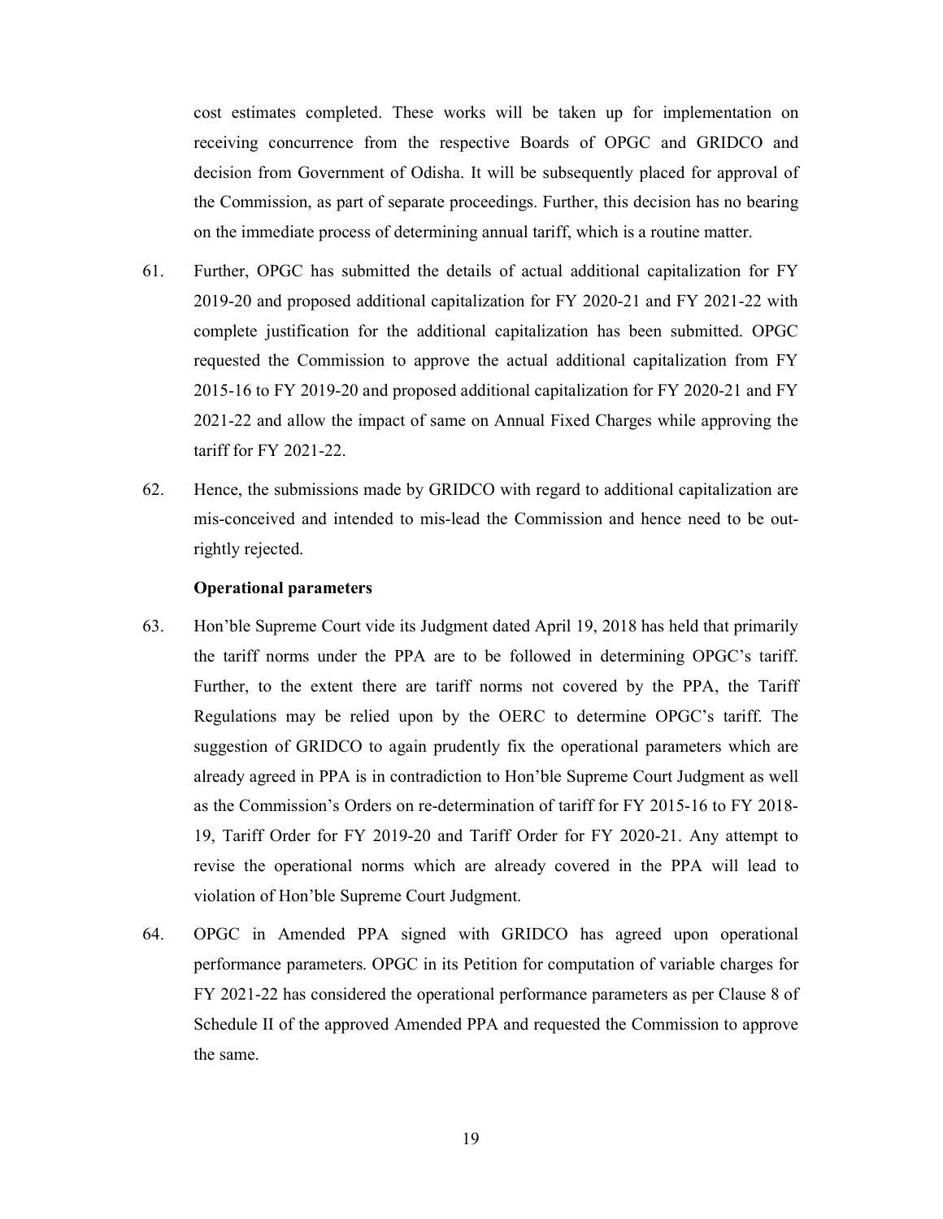cost estimates completed. These works will be taken up for implementation on receiving concurrence from the respective Boards of OPGC and GRIDCO and decision from Government of Odisha. It will be subsequently placed for approval of the Commission, as part of separate proceedings. Further, this decision has no bearing on the immediate process of determining annual tariff, which is a routine matter.

61. Further, OPGC has submitted the details of actual additional capitalization for FY 2019-20 and proposed additional capitalization for FY 2020-21 and FY 2021-22 with complete justification for the additional capitalization has been submitted. OPGC requested the Commission to approve the actual additional capitalization from FY 2015-16 to FY 2019-20 and proposed additional capitalization for FY 2020-21 and FY 2021-22 and allow the impact of same on Annual Fixed Charges while approving the tariff for FY 2021-22.

62. Hence, the submissions made by GRIDCO with regard to additional capitalization are mis-conceived and intended to mis-lead the Commission and hence need to be out-rightly rejected.

**Operational parameters**

63. Hon'ble Supreme Court vide its Judgment dated April 19, 2018 has held that primarily the tariff norms under the PPA are to be followed in determining OPGC's tariff. Further, to the extent there are tariff norms not covered by the PPA, the Tariff Regulations may be relied upon by the OERC to determine OPGC's tariff. The suggestion of GRIDCO to again prudently fix the operational parameters which are already agreed in PPA is in contradiction to Hon'ble Supreme Court Judgment as well as the Commission's Orders on re-determination of tariff for FY 2015-16 to FY 2018-19, Tariff Order for FY 2019-20 and Tariff Order for FY 2020-21. Any attempt to revise the operational norms which are already covered in the PPA will lead to violation of Hon'ble Supreme Court Judgment.

64. OPGC in Amended PPA signed with GRIDCO has agreed upon operational performance parameters. OPGC in its Petition for computation of variable charges for FY 2021-22 has considered the operational performance parameters as per Clause 8 of Schedule II of the approved Amended PPA and requested the Commission to approve the same.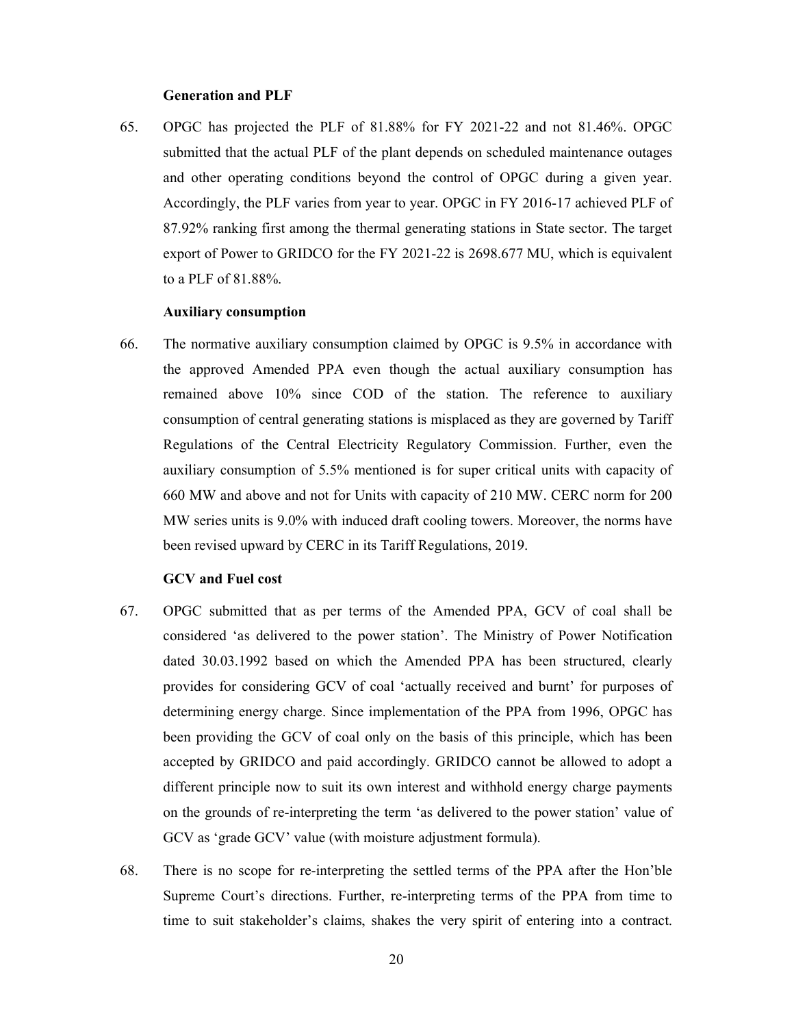**Generation and PLF**

65. OPGC has projected the PLF of 81.88% for FY 2021-22 and not 81.46%. OPGC submitted that the actual PLF of the plant depends on scheduled maintenance outages and other operating conditions beyond the control of OPGC during a given year. Accordingly, the PLF varies from year to year. OPGC in FY 2016-17 achieved PLF of 87.92% ranking first among the thermal generating stations in State sector. The target export of Power to GRIDCO for the FY 2021-22 is 2698.677 MU, which is equivalent to a PLF of 81.88%.

**Auxiliary consumption**

66. The normative auxiliary consumption claimed by OPGC is 9.5% in accordance with the approved Amended PPA even though the actual auxiliary consumption has remained above 10% since COD of the station. The reference to auxiliary consumption of central generating stations is misplaced as they are governed by Tariff Regulations of the Central Electricity Regulatory Commission. Further, even the auxiliary consumption of 5.5% mentioned is for super critical units with capacity of 660 MW and above and not for Units with capacity of 210 MW. CERC norm for 200 MW series units is 9.0% with induced draft cooling towers. Moreover, the norms have been revised upward by CERC in its Tariff Regulations, 2019.

**GCV and Fuel cost**

67. OPGC submitted that as per terms of the Amended PPA, GCV of coal shall be considered 'as delivered to the power station'. The Ministry of Power Notification dated 30.03.1992 based on which the Amended PPA has been structured, clearly provides for considering GCV of coal 'actually received and burnt' for purposes of determining energy charge. Since implementation of the PPA from 1996, OPGC has been providing the GCV of coal only on the basis of this principle, which has been accepted by GRIDCO and paid accordingly. GRIDCO cannot be allowed to adopt a different principle now to suit its own interest and withhold energy charge payments on the grounds of re-interpreting the term 'as delivered to the power station' value of GCV as 'grade GCV' value (with moisture adjustment formula).

68. There is no scope for re-interpreting the settled terms of the PPA after the Hon'ble Supreme Court's directions. Further, re-interpreting terms of the PPA from time to time to suit stakeholder's claims, shakes the very spirit of entering into a contract.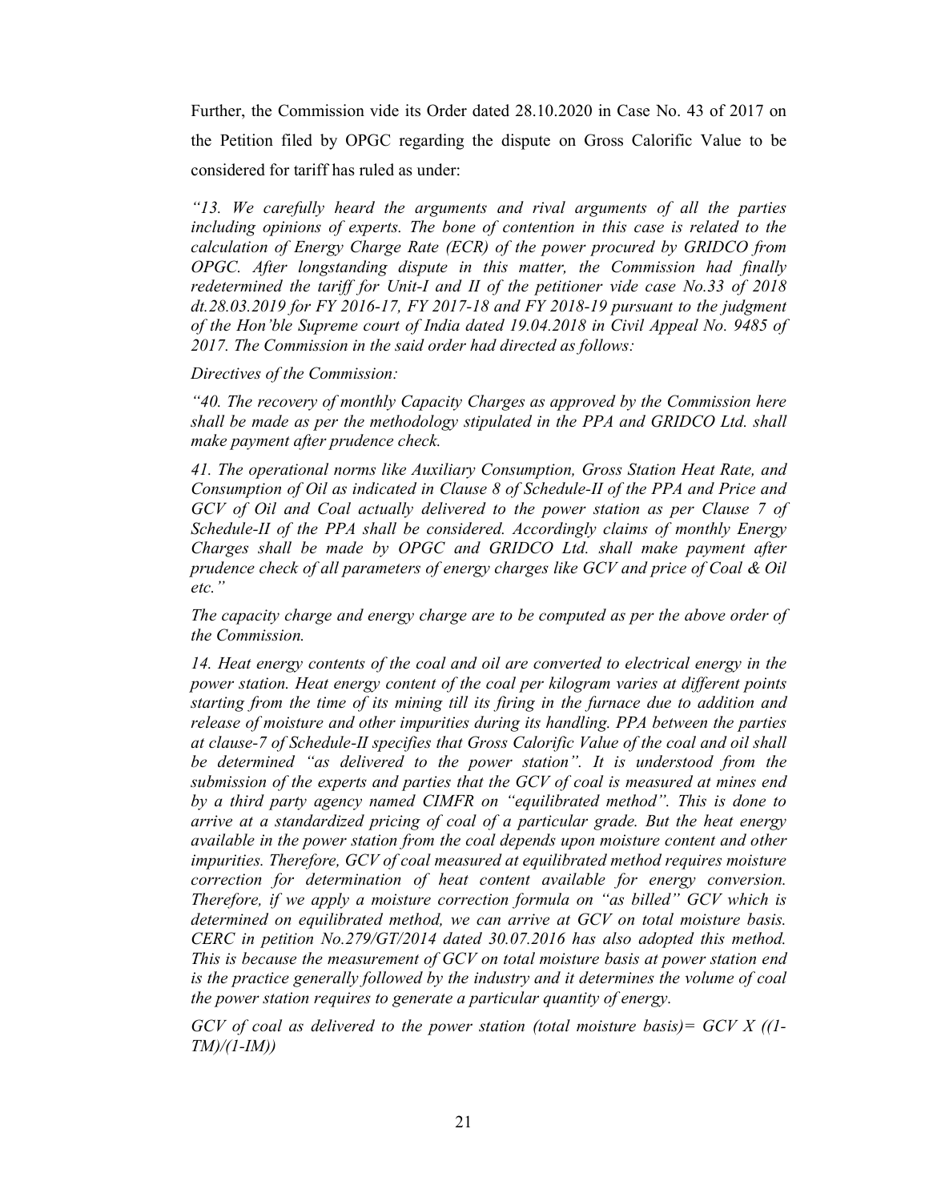Further, the Commission vide its Order dated 28.10.2020 in Case No. 43 of 2017 on the Petition filed by OPGC regarding the dispute on Gross Calorific Value to be considered for tariff has ruled as under:

*"13. We carefully heard the arguments and rival arguments of all the parties including opinions of experts. The bone of contention in this case is related to the calculation of Energy Charge Rate (ECR) of the power procured by GRIDCO from OPGC. After longstanding dispute in this matter, the Commission had finally redetermined the tariff for Unit-I and II of the petitioner vide case No.33 of 2018 dt.28.03.2019 for FY 2016-17, FY 2017-18 and FY 2018-19 pursuant to the judgment of the Hon'ble Supreme court of India dated 19.04.2018 in Civil Appeal No. 9485 of 2017. The Commission in the said order had directed as follows:*

*Directives of the Commission:*

*"40. The recovery of monthly Capacity Charges as approved by the Commission here shall be made as per the methodology stipulated in the PPA and GRIDCO Ltd. shall make payment after prudence check.*

*41. The operational norms like Auxiliary Consumption, Gross Station Heat Rate, and Consumption of Oil as indicated in Clause 8 of Schedule-II of the PPA and Price and GCV of Oil and Coal actually delivered to the power station as per Clause 7 of Schedule-II of the PPA shall be considered. Accordingly claims of monthly Energy Charges shall be made by OPGC and GRIDCO Ltd. shall make payment after prudence check of all parameters of energy charges like GCV and price of Coal & Oil etc."*

*The capacity charge and energy charge are to be computed as per the above order of the Commission.*

*14. Heat energy contents of the coal and oil are converted to electrical energy in the power station. Heat energy content of the coal per kilogram varies at different points starting from the time of its mining till its firing in the furnace due to addition and release of moisture and other impurities during its handling. PPA between the parties at clause-7 of Schedule-II specifies that Gross Calorific Value of the coal and oil shall be determined "as delivered to the power station". It is understood from the submission of the experts and parties that the GCV of coal is measured at mines end by a third party agency named CIMFR on "equilibrated method". This is done to arrive at a standardized pricing of coal of a particular grade. But the heat energy available in the power station from the coal depends upon moisture content and other impurities. Therefore, GCV of coal measured at equilibrated method requires moisture correction for determination of heat content available for energy conversion. Therefore, if we apply a moisture correction formula on "as billed" GCV which is determined on equilibrated method, we can arrive at GCV on total moisture basis. CERC in petition No.279/GT/2014 dated 30.07.2016 has also adopted this method. This is because the measurement of GCV on total moisture basis at power station end is the practice generally followed by the industry and it determines the volume of coal the power station requires to generate a particular quantity of energy.*

*GCV of coal as delivered to the power station (total moisture basis)=* $GCV \times ((1-TM)/(1-IM))$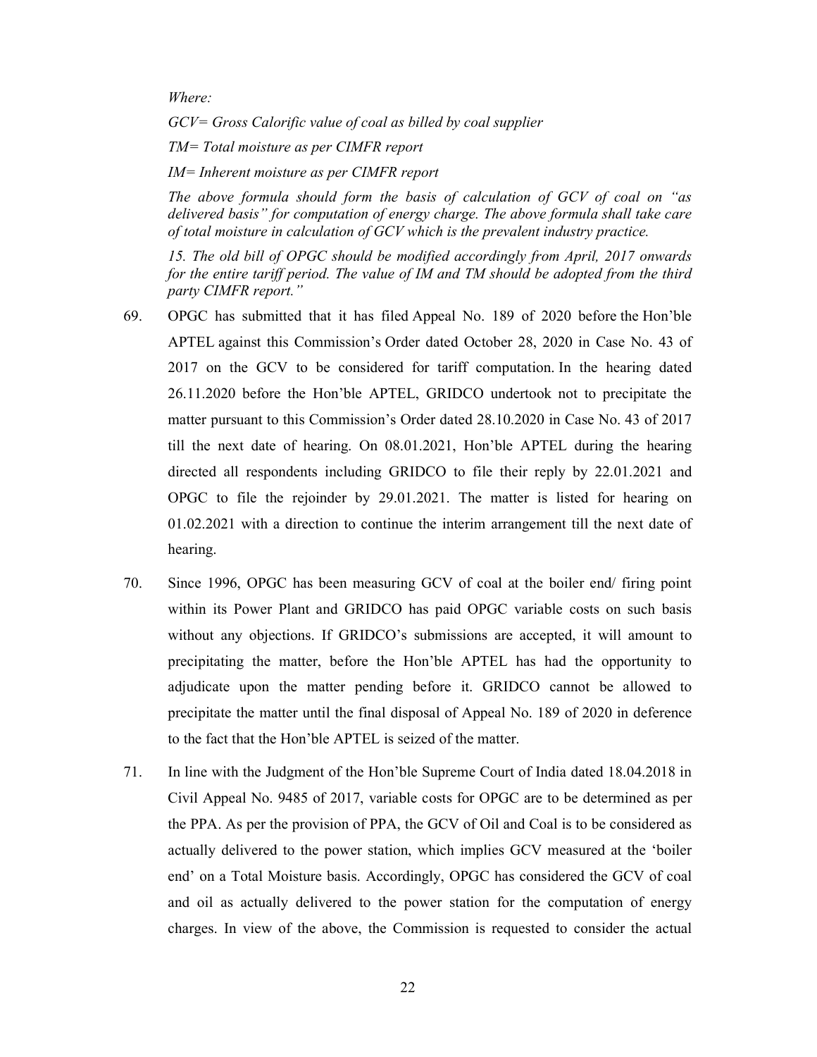*Where:*

*GCV= Gross Calorific value of coal as billed by coal supplier*

*TM= Total moisture as per CIMFR report*

*IM= Inherent moisture as per CIMFR report*

*The above formula should form the basis of calculation of GCV of coal on "as delivered basis" for computation of energy charge. The above formula shall take care of total moisture in calculation of GCV which is the prevalent industry practice.*

*15. The old bill of OPGC should be modified accordingly from April, 2017 onwards for the entire tariff period. The value of IM and TM should be adopted from the third party CIMFR report."*

69. OPGC has submitted that it has filed Appeal No. 189 of 2020 before the Hon'ble APTEL against this Commission's Order dated October 28, 2020 in Case No. 43 of 2017 on the GCV to be considered for tariff computation. In the hearing dated 26.11.2020 before the Hon'ble APTEL, GRIDCO undertook not to precipitate the matter pursuant to this Commission's Order dated 28.10.2020 in Case No. 43 of 2017 till the next date of hearing. On 08.01.2021, Hon'ble APTEL during the hearing directed all respondents including GRIDCO to file their reply by 22.01.2021 and OPGC to file the rejoinder by 29.01.2021. The matter is listed for hearing on 01.02.2021 with a direction to continue the interim arrangement till the next date of hearing.

70. Since 1996, OPGC has been measuring GCV of coal at the boiler end/ firing point within its Power Plant and GRIDCO has paid OPGC variable costs on such basis without any objections. If GRIDCO's submissions are accepted, it will amount to precipitating the matter, before the Hon'ble APTEL has had the opportunity to adjudicate upon the matter pending before it. GRIDCO cannot be allowed to precipitate the matter until the final disposal of Appeal No. 189 of 2020 in deference to the fact that the Hon'ble APTEL is seized of the matter.

71. In line with the Judgment of the Hon'ble Supreme Court of India dated 18.04.2018 in Civil Appeal No. 9485 of 2017, variable costs for OPGC are to be determined as per the PPA. As per the provision of PPA, the GCV of Oil and Coal is to be considered as actually delivered to the power station, which implies GCV measured at the 'boiler end' on a Total Moisture basis. Accordingly, OPGC has considered the GCV of coal and oil as actually delivered to the power station for the computation of energy charges. In view of the above, the Commission is requested to consider the actual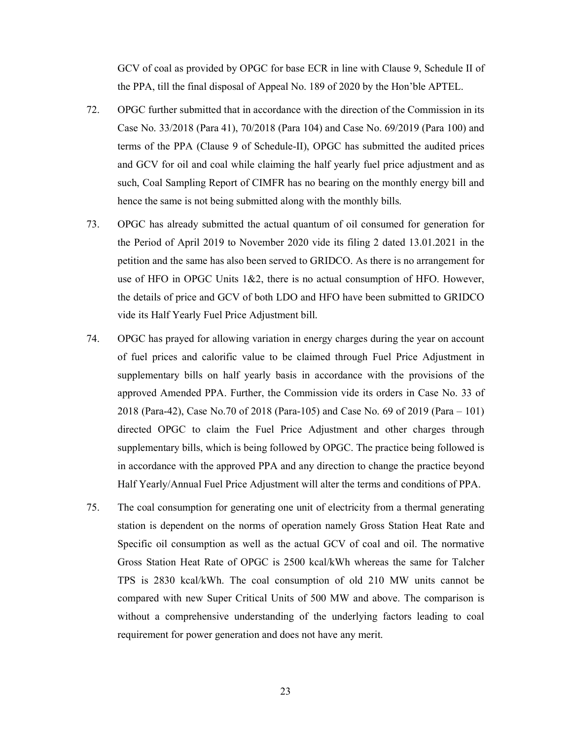GCV of coal as provided by OPGC for base ECR in line with Clause 9, Schedule II of the PPA, till the final disposal of Appeal No. 189 of 2020 by the Hon'ble APTEL.

72. OPGC further submitted that in accordance with the direction of the Commission in its Case No. 33/2018 (Para 41), 70/2018 (Para 104) and Case No. 69/2019 (Para 100) and terms of the PPA (Clause 9 of Schedule-II), OPGC has submitted the audited prices and GCV for oil and coal while claiming the half yearly fuel price adjustment and as such, Coal Sampling Report of CIMFR has no bearing on the monthly energy bill and hence the same is not being submitted along with the monthly bills.

73. OPGC has already submitted the actual quantum of oil consumed for generation for the Period of April 2019 to November 2020 vide its filing 2 dated 13.01.2021 in the petition and the same has also been served to GRIDCO. As there is no arrangement for use of HFO in OPGC Units 1&2, there is no actual consumption of HFO. However, the details of price and GCV of both LDO and HFO have been submitted to GRIDCO vide its Half Yearly Fuel Price Adjustment bill.

74. OPGC has prayed for allowing variation in energy charges during the year on account of fuel prices and calorific value to be claimed through Fuel Price Adjustment in supplementary bills on half yearly basis in accordance with the provisions of the approved Amended PPA. Further, the Commission vide its orders in Case No. 33 of 2018 (Para-42), Case No.70 of 2018 (Para-105) and Case No. 69 of 2019 (Para – 101) directed OPGC to claim the Fuel Price Adjustment and other charges through supplementary bills, which is being followed by OPGC. The practice being followed is in accordance with the approved PPA and any direction to change the practice beyond Half Yearly/Annual Fuel Price Adjustment will alter the terms and conditions of PPA.

75. The coal consumption for generating one unit of electricity from a thermal generating station is dependent on the norms of operation namely Gross Station Heat Rate and Specific oil consumption as well as the actual GCV of coal and oil. The normative Gross Station Heat Rate of OPGC is 2500 kcal/kWh whereas the same for Talcher TPS is 2830 kcal/kWh. The coal consumption of old 210 MW units cannot be compared with new Super Critical Units of 500 MW and above. The comparison is without a comprehensive understanding of the underlying factors leading to coal requirement for power generation and does not have any merit.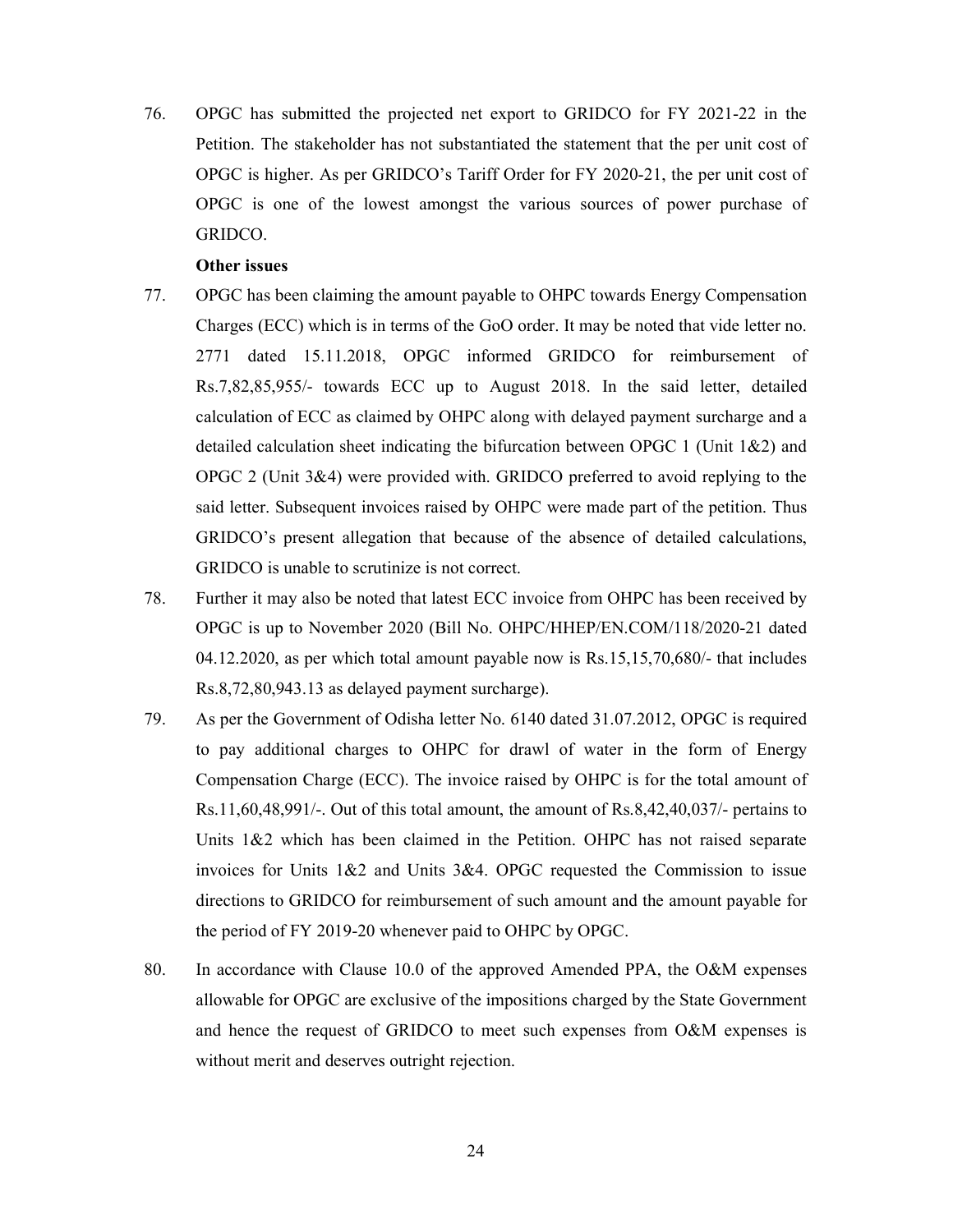76. OPGC has submitted the projected net export to GRIDCO for FY 2021-22 in the Petition. The stakeholder has not substantiated the statement that the per unit cost of OPGC is higher. As per GRIDCO's Tariff Order for FY 2020-21, the per unit cost of OPGC is one of the lowest amongst the various sources of power purchase of GRIDCO.

**Other issues**

77. OPGC has been claiming the amount payable to OHPC towards Energy Compensation Charges (ECC) which is in terms of the GoO order. It may be noted that vide letter no. 2771 dated 15.11.2018, OPGC informed GRIDCO for reimbursement of Rs.7,82,85,955/- towards ECC up to August 2018. In the said letter, detailed calculation of ECC as claimed by OHPC along with delayed payment surcharge and a detailed calculation sheet indicating the bifurcation between OPGC 1 (Unit 1&2) and OPGC 2 (Unit 3&4) were provided with. GRIDCO preferred to avoid replying to the said letter. Subsequent invoices raised by OHPC were made part of the petition. Thus GRIDCO's present allegation that because of the absence of detailed calculations, GRIDCO is unable to scrutinize is not correct.

78. Further it may also be noted that latest ECC invoice from OHPC has been received by OPGC is up to November 2020 (Bill No. OHPC/HHEP/EN.COM/118/2020-21 dated 04.12.2020, as per which total amount payable now is Rs.15,15,70,680/- that includes Rs.8,72,80,943.13 as delayed payment surcharge).

79. As per the Government of Odisha letter No. 6140 dated 31.07.2012, OPGC is required to pay additional charges to OHPC for drawl of water in the form of Energy Compensation Charge (ECC). The invoice raised by OHPC is for the total amount of Rs.11,60,48,991/-. Out of this total amount, the amount of Rs.8,42,40,037/- pertains to Units 1&2 which has been claimed in the Petition. OHPC has not raised separate invoices for Units 1&2 and Units 3&4. OPGC requested the Commission to issue directions to GRIDCO for reimbursement of such amount and the amount payable for the period of FY 2019-20 whenever paid to OHPC by OPGC.

80. In accordance with Clause 10.0 of the approved Amended PPA, the O&M expenses allowable for OPGC are exclusive of the impositions charged by the State Government and hence the request of GRIDCO to meet such expenses from O&M expenses is without merit and deserves outright rejection.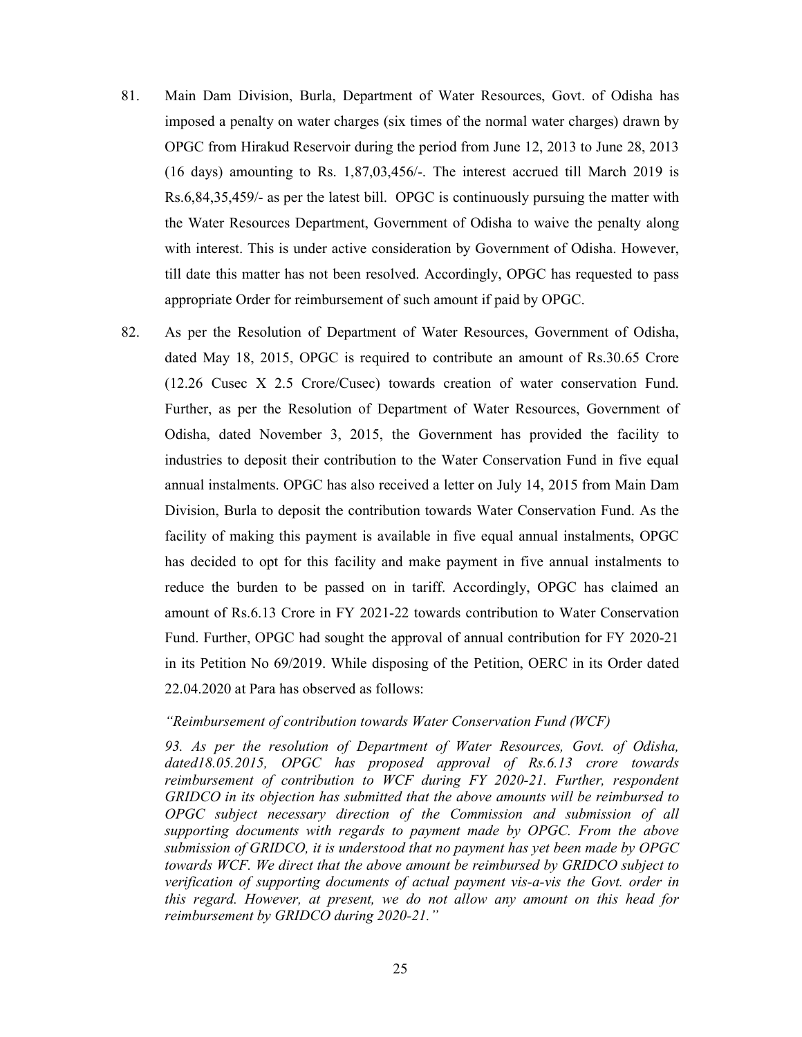81. Main Dam Division, Burla, Department of Water Resources, Govt. of Odisha has imposed a penalty on water charges (six times of the normal water charges) drawn by OPGC from Hirakud Reservoir during the period from June 12, 2013 to June 28, 2013 (16 days) amounting to Rs. 1,87,03,456/-. The interest accrued till March 2019 is Rs.6,84,35,459/- as per the latest bill. OPGC is continuously pursuing the matter with the Water Resources Department, Government of Odisha to waive the penalty along with interest. This is under active consideration by Government of Odisha. However, till date this matter has not been resolved. Accordingly, OPGC has requested to pass appropriate Order for reimbursement of such amount if paid by OPGC.

82. As per the Resolution of Department of Water Resources, Government of Odisha, dated May 18, 2015, OPGC is required to contribute an amount of Rs.30.65 Crore (12.26 Cusec X 2.5 Crore/Cusec) towards creation of water conservation Fund. Further, as per the Resolution of Department of Water Resources, Government of Odisha, dated November 3, 2015, the Government has provided the facility to industries to deposit their contribution to the Water Conservation Fund in five equal annual instalments. OPGC has also received a letter on July 14, 2015 from Main Dam Division, Burla to deposit the contribution towards Water Conservation Fund. As the facility of making this payment is available in five equal annual instalments, OPGC has decided to opt for this facility and make payment in five annual instalments to reduce the burden to be passed on in tariff. Accordingly, OPGC has claimed an amount of Rs.6.13 Crore in FY 2021-22 towards contribution to Water Conservation Fund. Further, OPGC had sought the approval of annual contribution for FY 2020-21 in its Petition No 69/2019. While disposing of the Petition, OERC in its Order dated 22.04.2020 at Para has observed as follows:

*"Reimbursement of contribution towards Water Conservation Fund (WCF)*

*93. As per the resolution of Department of Water Resources, Govt. of Odisha, dated18.05.2015, OPGC has proposed approval of Rs.6.13 crore towards reimbursement of contribution to WCF during FY 2020-21. Further, respondent GRIDCO in its objection has submitted that the above amounts will be reimbursed to OPGC subject necessary direction of the Commission and submission of all supporting documents with regards to payment made by OPGC. From the above submission of GRIDCO, it is understood that no payment has yet been made by OPGC towards WCF. We direct that the above amount be reimbursed by GRIDCO subject to verification of supporting documents of actual payment vis-a-vis the Govt. order in this regard. However, at present, we do not allow any amount on this head for reimbursement by GRIDCO during 2020-21."*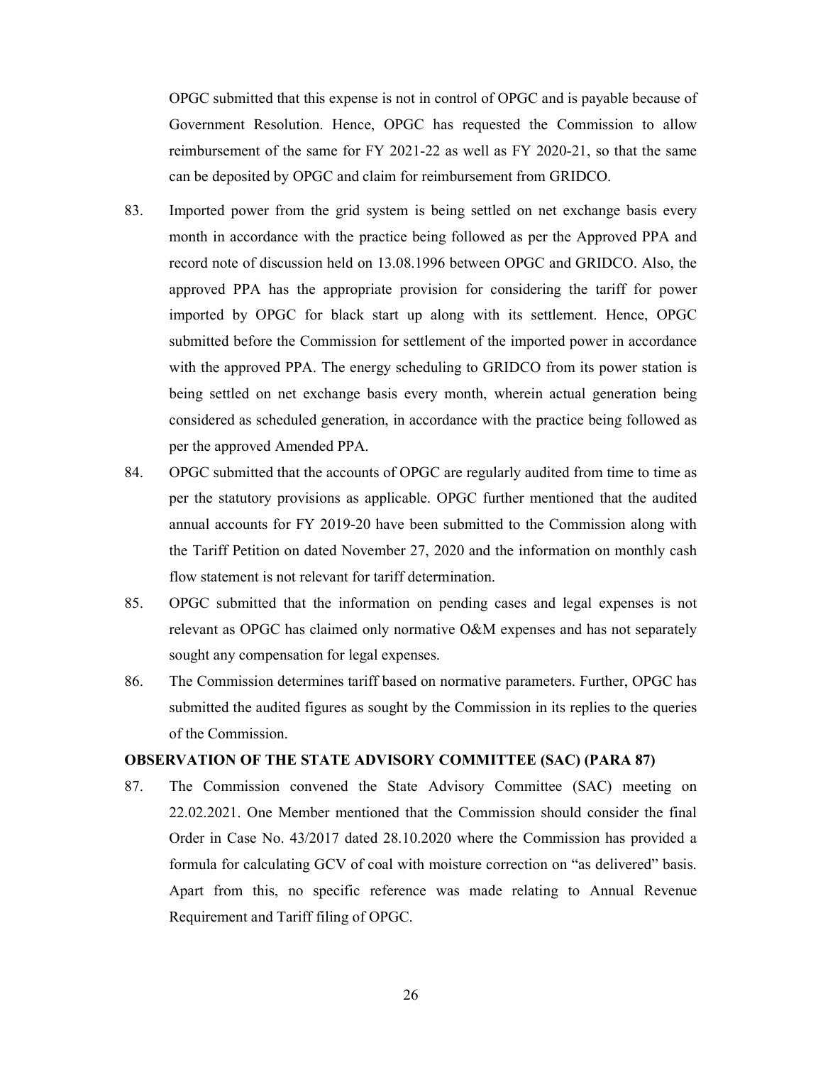OPGC submitted that this expense is not in control of OPGC and is payable because of Government Resolution. Hence, OPGC has requested the Commission to allow reimbursement of the same for FY 2021-22 as well as FY 2020-21, so that the same can be deposited by OPGC and claim for reimbursement from GRIDCO.

83. Imported power from the grid system is being settled on net exchange basis every month in accordance with the practice being followed as per the Approved PPA and record note of discussion held on 13.08.1996 between OPGC and GRIDCO. Also, the approved PPA has the appropriate provision for considering the tariff for power imported by OPGC for black start up along with its settlement. Hence, OPGC submitted before the Commission for settlement of the imported power in accordance with the approved PPA. The energy scheduling to GRIDCO from its power station is being settled on net exchange basis every month, wherein actual generation being considered as scheduled generation, in accordance with the practice being followed as per the approved Amended PPA.

84. OPGC submitted that the accounts of OPGC are regularly audited from time to time as per the statutory provisions as applicable. OPGC further mentioned that the audited annual accounts for FY 2019-20 have been submitted to the Commission along with the Tariff Petition on dated November 27, 2020 and the information on monthly cash flow statement is not relevant for tariff determination.

85. OPGC submitted that the information on pending cases and legal expenses is not relevant as OPGC has claimed only normative O&M expenses and has not separately sought any compensation for legal expenses.

86. The Commission determines tariff based on normative parameters. Further, OPGC has submitted the audited figures as sought by the Commission in its replies to the queries of the Commission.

**OBSERVATION OF THE STATE ADVISORY COMMITTEE (SAC) (PARA 87)**

87. The Commission convened the State Advisory Committee (SAC) meeting on 22.02.2021. One Member mentioned that the Commission should consider the final Order in Case No. 43/2017 dated 28.10.2020 where the Commission has provided a formula for calculating GCV of coal with moisture correction on "as delivered" basis. Apart from this, no specific reference was made relating to Annual Revenue Requirement and Tariff filing of OPGC.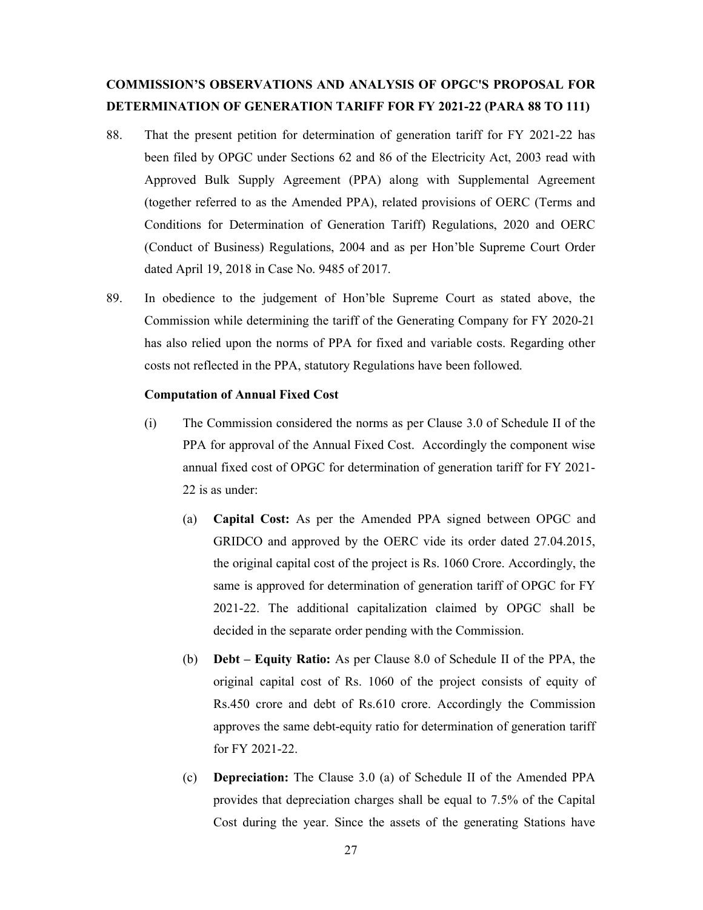**COMMISSION'S OBSERVATIONS AND ANALYSIS OF OPGC'S PROPOSAL FOR DETERMINATION OF GENERATION TARIFF FOR FY 2021-22 (PARA 88 TO 111)**

88. That the present petition for determination of generation tariff for FY 2021-22 has been filed by OPGC under Sections 62 and 86 of the Electricity Act, 2003 read with Approved Bulk Supply Agreement (PPA) along with Supplemental Agreement (together referred to as the Amended PPA), related provisions of OERC (Terms and Conditions for Determination of Generation Tariff) Regulations, 2020 and OERC (Conduct of Business) Regulations, 2004 and as per Hon'ble Supreme Court Order dated April 19, 2018 in Case No. 9485 of 2017.

89. In obedience to the judgement of Hon'ble Supreme Court as stated above, the Commission while determining the tariff of the Generating Company for FY 2020-21 has also relied upon the norms of PPA for fixed and variable costs. Regarding other costs not reflected in the PPA, statutory Regulations have been followed.

**Computation of Annual Fixed Cost**

(i) The Commission considered the norms as per Clause 3.0 of Schedule II of the PPA for approval of the Annual Fixed Cost. Accordingly the component wise annual fixed cost of OPGC for determination of generation tariff for FY 2021-22 is as under:

(a) **Capital Cost:** As per the Amended PPA signed between OPGC and GRIDCO and approved by the OERC vide its order dated 27.04.2015, the original capital cost of the project is Rs. 1060 Crore. Accordingly, the same is approved for determination of generation tariff of OPGC for FY 2021-22. The additional capitalization claimed by OPGC shall be decided in the separate order pending with the Commission.

(b) **Debt – Equity Ratio:** As per Clause 8.0 of Schedule II of the PPA, the original capital cost of Rs. 1060 of the project consists of equity of Rs.450 crore and debt of Rs.610 crore. Accordingly the Commission approves the same debt-equity ratio for determination of generation tariff for FY 2021-22.

(c) **Depreciation:** The Clause 3.0 (a) of Schedule II of the Amended PPA provides that depreciation charges shall be equal to 7.5% of the Capital Cost during the year. Since the assets of the generating Stations have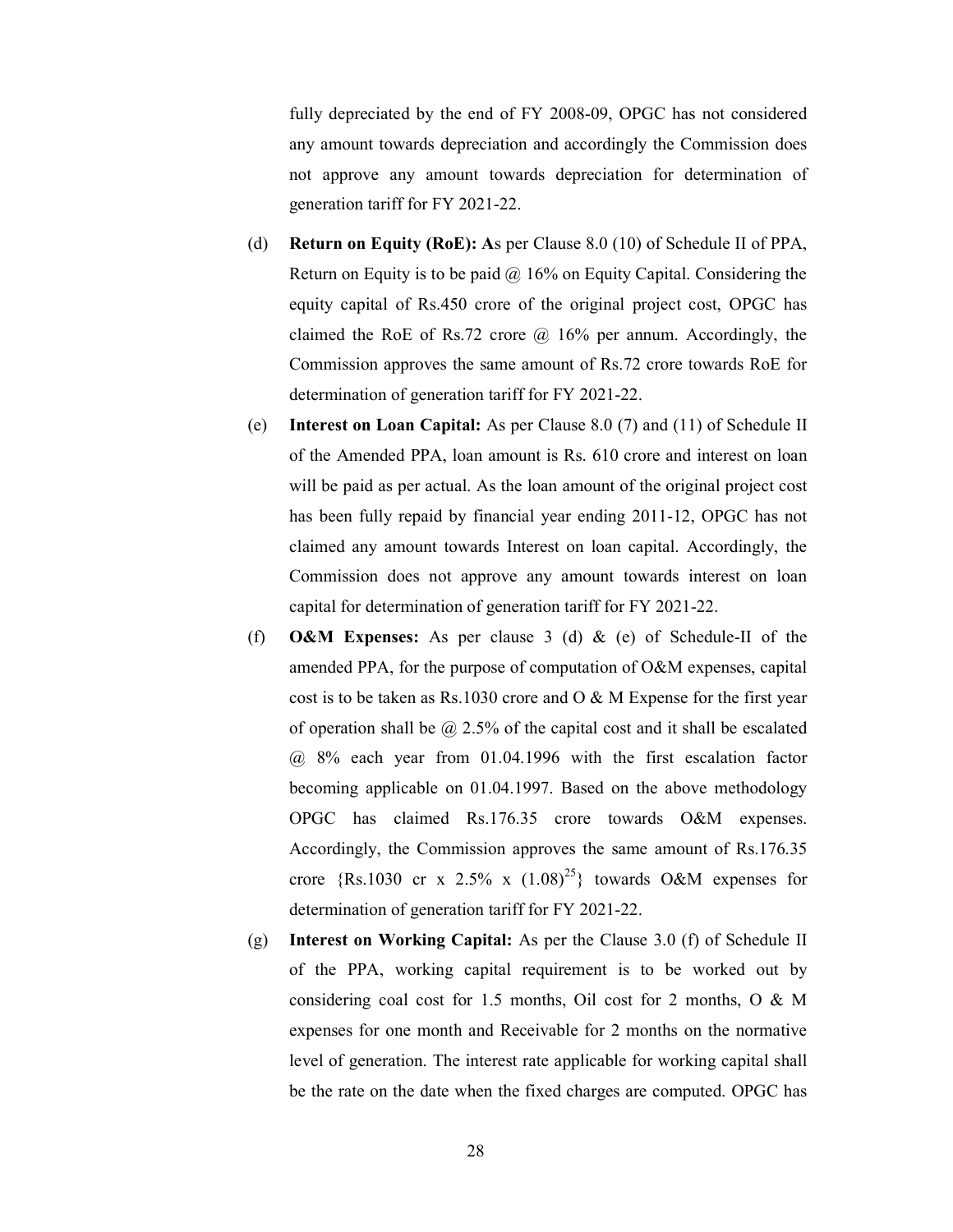fully depreciated by the end of FY 2008-09, OPGC has not considered any amount towards depreciation and accordingly the Commission does not approve any amount towards depreciation for determination of generation tariff for FY 2021-22.

(d) **Return on Equity (RoE): A**s per Clause 8.0 (10) of Schedule II of PPA, Return on Equity is to be paid @ 16% on Equity Capital. Considering the equity capital of Rs.450 crore of the original project cost, OPGC has claimed the RoE of Rs.72 crore @ 16% per annum. Accordingly, the Commission approves the same amount of Rs.72 crore towards RoE for determination of generation tariff for FY 2021-22.

(e) **Interest on Loan Capital:** As per Clause 8.0 (7) and (11) of Schedule II of the Amended PPA, loan amount is Rs. 610 crore and interest on loan will be paid as per actual. As the loan amount of the original project cost has been fully repaid by financial year ending 2011-12, OPGC has not claimed any amount towards Interest on loan capital. Accordingly, the Commission does not approve any amount towards interest on loan capital for determination of generation tariff for FY 2021-22.

(f) **O&M Expenses:** As per clause 3 (d) & (e) of Schedule-II of the amended PPA, for the purpose of computation of O&M expenses, capital cost is to be taken as Rs.1030 crore and O & M Expense for the first year of operation shall be @ 2.5% of the capital cost and it shall be escalated @ 8% each year from 01.04.1996 with the first escalation factor becoming applicable on 01.04.1997. Based on the above methodology OPGC has claimed Rs.176.35 crore towards O&M expenses. Accordingly, the Commission approves the same amount of Rs.176.35 crore {Rs.1030 cr x 2.5% x $(1.08)^{25}$} towards O&M expenses for determination of generation tariff for FY 2021-22.

(g) **Interest on Working Capital:** As per the Clause 3.0 (f) of Schedule II of the PPA, working capital requirement is to be worked out by considering coal cost for 1.5 months, Oil cost for 2 months, O & M expenses for one month and Receivable for 2 months on the normative level of generation. The interest rate applicable for working capital shall be the rate on the date when the fixed charges are computed. OPGC has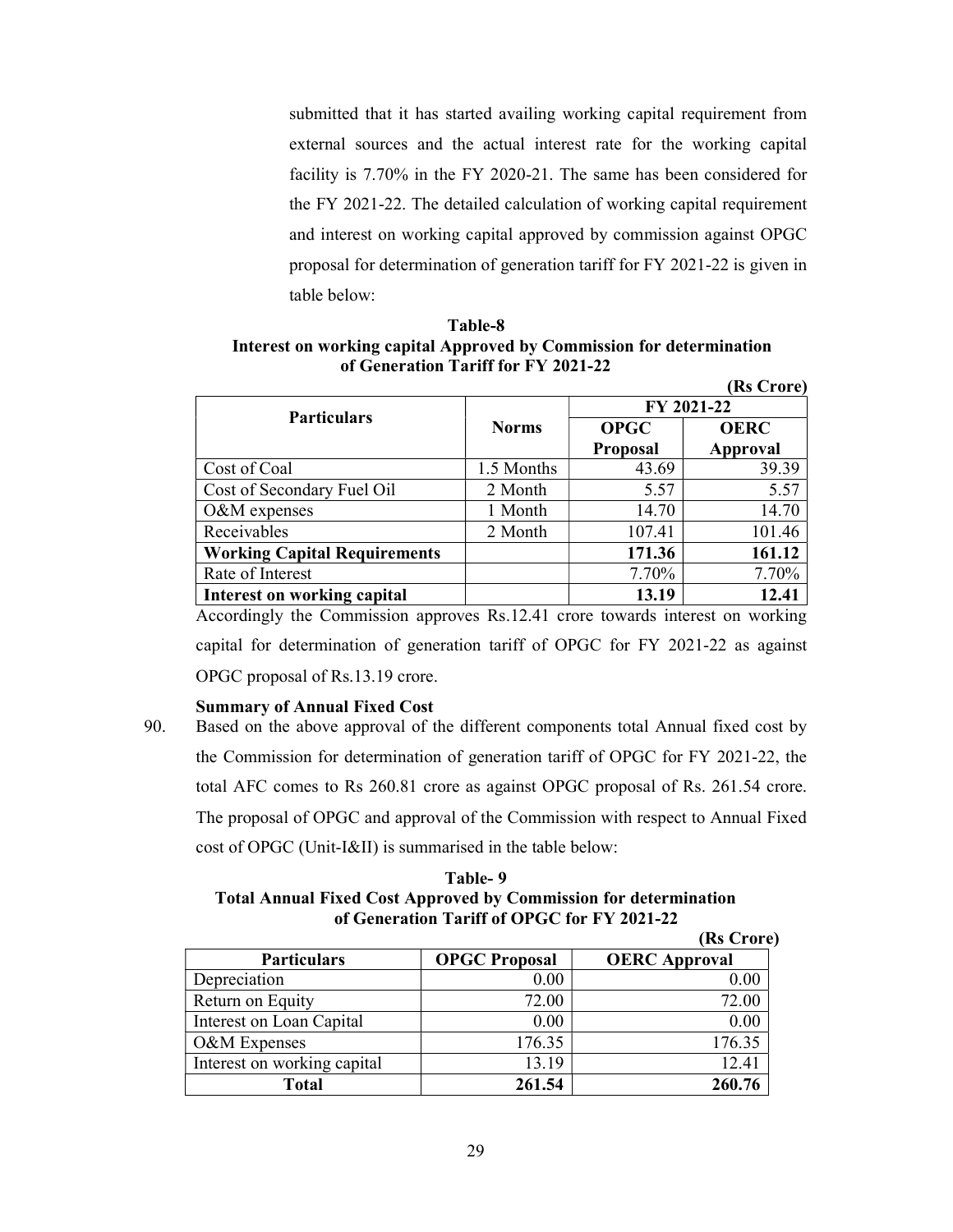submitted that it has started availing working capital requirement from external sources and the actual interest rate for the working capital facility is 7.70% in the FY 2020-21. The same has been considered for the FY 2021-22. The detailed calculation of working capital requirement and interest on working capital approved by commission against OPGC proposal for determination of generation tariff for FY 2021-22 is given in table below:

**Table-8**
**Interest on working capital Approved by Commission for determination of Generation Tariff for FY 2021-22**

**(Rs Crore)**

| Particulars | Norms | FY 2021-22 | |
|---|---|---|---|
| | | **OPGC Proposal** | **OERC Approval** |
| Cost of Coal | 1.5 Months | 43.69 | 39.39 |
| Cost of Secondary Fuel Oil | 2 Month | 5.57 | 5.57 |
| O&M expenses | 1 Month | 14.70 | 14.70 |
| Receivables | 2 Month | 107.41 | 101.46 |
| **Working Capital Requirements** | | **171.36** | **161.12** |
| Rate of Interest | | 7.70% | 7.70% |
| **Interest on working capital** | | **13.19** | **12.41** |

Accordingly the Commission approves Rs.12.41 crore towards interest on working capital for determination of generation tariff of OPGC for FY 2021-22 as against OPGC proposal of Rs.13.19 crore.

**Summary of Annual Fixed Cost**

90. Based on the above approval of the different components total Annual fixed cost by the Commission for determination of generation tariff of OPGC for FY 2021-22, the total AFC comes to Rs 260.81 crore as against OPGC proposal of Rs. 261.54 crore. The proposal of OPGC and approval of the Commission with respect to Annual Fixed cost of OPGC (Unit-I&II) is summarised in the table below:

**Table- 9**
**Total Annual Fixed Cost Approved by Commission for determination of Generation Tariff of OPGC for FY 2021-22**

**(Rs Crore)**

| Particulars | OPGC Proposal | OERC Approval |
|---|---|---|
| Depreciation | 0.00 | 0.00 |
| Return on Equity | 72.00 | 72.00 |
| Interest on Loan Capital | 0.00 | 0.00 |
| O&M Expenses | 176.35 | 176.35 |
| Interest on working capital | 13.19 | 12.41 |
| **Total** | **261.54** | **260.76** |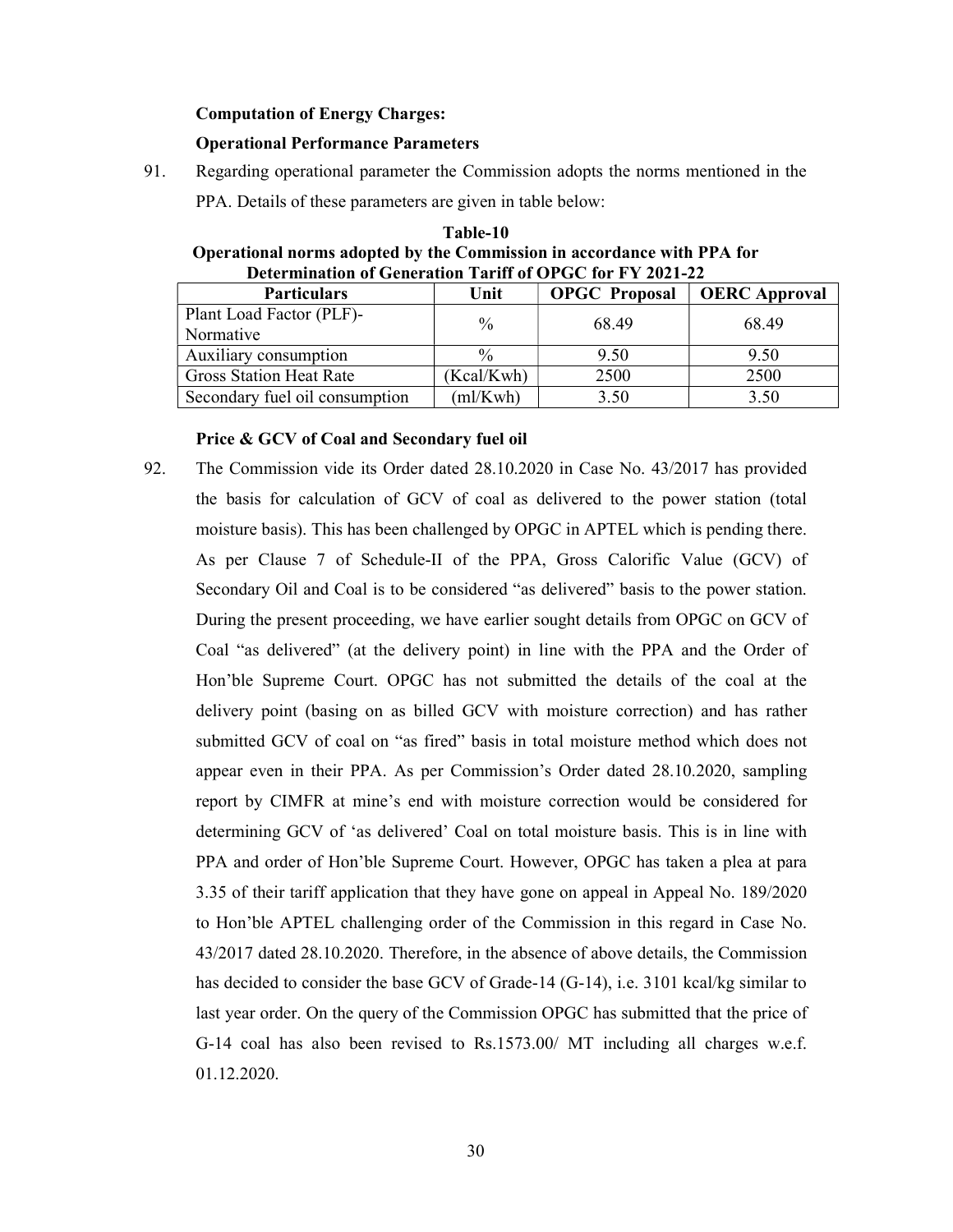**Computation of Energy Charges:**

**Operational Performance Parameters**

91. Regarding operational parameter the Commission adopts the norms mentioned in the PPA. Details of these parameters are given in table below:

**Table-10**
**Operational norms adopted by the Commission in accordance with PPA for Determination of Generation Tariff of OPGC for FY 2021-22**

| Particulars | Unit | OPGC Proposal | OERC Approval |
|---|---|---|---|
| Plant Load Factor (PLF)- Normative | % | 68.49 | 68.49 |
| Auxiliary consumption | % | 9.50 | 9.50 |
| Gross Station Heat Rate | (Kcal/Kwh) | 2500 | 2500 |
| Secondary fuel oil consumption | (ml/Kwh) | 3.50 | 3.50 |

**Price & GCV of Coal and Secondary fuel oil**

92. The Commission vide its Order dated 28.10.2020 in Case No. 43/2017 has provided the basis for calculation of GCV of coal as delivered to the power station (total moisture basis). This has been challenged by OPGC in APTEL which is pending there. As per Clause 7 of Schedule-II of the PPA, Gross Calorific Value (GCV) of Secondary Oil and Coal is to be considered "as delivered" basis to the power station. During the present proceeding, we have earlier sought details from OPGC on GCV of Coal "as delivered" (at the delivery point) in line with the PPA and the Order of Hon'ble Supreme Court. OPGC has not submitted the details of the coal at the delivery point (basing on as billed GCV with moisture correction) and has rather submitted GCV of coal on "as fired" basis in total moisture method which does not appear even in their PPA. As per Commission's Order dated 28.10.2020, sampling report by CIMFR at mine's end with moisture correction would be considered for determining GCV of 'as delivered' Coal on total moisture basis. This is in line with PPA and order of Hon'ble Supreme Court. However, OPGC has taken a plea at para 3.35 of their tariff application that they have gone on appeal in Appeal No. 189/2020 to Hon'ble APTEL challenging order of the Commission in this regard in Case No. 43/2017 dated 28.10.2020. Therefore, in the absence of above details, the Commission has decided to consider the base GCV of Grade-14 (G-14), i.e. 3101 kcal/kg similar to last year order. On the query of the Commission OPGC has submitted that the price of G-14 coal has also been revised to Rs.1573.00/ MT including all charges w.e.f. 01.12.2020.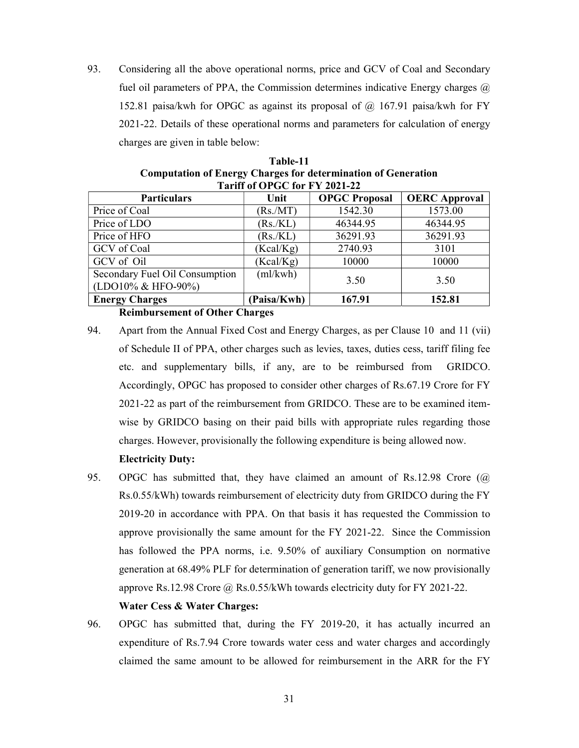93. Considering all the above operational norms, price and GCV of Coal and Secondary fuel oil parameters of PPA, the Commission determines indicative Energy charges @ 152.81 paisa/kwh for OPGC as against its proposal of @ 167.91 paisa/kwh for FY 2021-22. Details of these operational norms and parameters for calculation of energy charges are given in table below:

**Table-11**
**Computation of Energy Charges for determination of Generation Tariff of OPGC for FY 2021-22**

| Particulars | Unit | OPGC Proposal | OERC Approval |
|---|---|---|---|
| Price of Coal | (Rs./MT) | 1542.30 | 1573.00 |
| Price of LDO | (Rs./KL) | 46344.95 | 46344.95 |
| Price of HFO | (Rs./KL) | 36291.93 | 36291.93 |
| GCV of Coal | (Kcal/Kg) | 2740.93 | 3101 |
| GCV of Oil | (Kcal/Kg) | 10000 | 10000 |
| Secondary Fuel Oil Consumption (LDO10% & HFO-90%) | (ml/kwh) | 3.50 | 3.50 |
| **Energy Charges** | **(Paisa/Kwh)** | **167.91** | **152.81** |

**Reimbursement of Other Charges**

94. Apart from the Annual Fixed Cost and Energy Charges, as per Clause 10 and 11 (vii) of Schedule II of PPA, other charges such as levies, taxes, duties cess, tariff filing fee etc. and supplementary bills, if any, are to be reimbursed from GRIDCO. Accordingly, OPGC has proposed to consider other charges of Rs.67.19 Crore for FY 2021-22 as part of the reimbursement from GRIDCO. These are to be examined item-wise by GRIDCO basing on their paid bills with appropriate rules regarding those charges. However, provisionally the following expenditure is being allowed now.

**Electricity Duty:**

95. OPGC has submitted that, they have claimed an amount of Rs.12.98 Crore (@ Rs.0.55/kWh) towards reimbursement of electricity duty from GRIDCO during the FY 2019-20 in accordance with PPA. On that basis it has requested the Commission to approve provisionally the same amount for the FY 2021-22. Since the Commission has followed the PPA norms, i.e. 9.50% of auxiliary Consumption on normative generation at 68.49% PLF for determination of generation tariff, we now provisionally approve Rs.12.98 Crore @ Rs.0.55/kWh towards electricity duty for FY 2021-22.

**Water Cess & Water Charges:**

96. OPGC has submitted that, during the FY 2019-20, it has actually incurred an expenditure of Rs.7.94 Crore towards water cess and water charges and accordingly claimed the same amount to be allowed for reimbursement in the ARR for the FY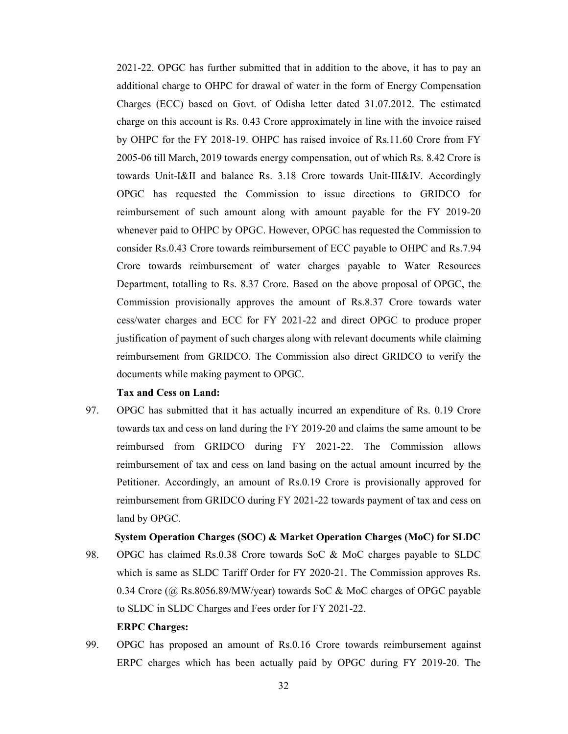2021-22. OPGC has further submitted that in addition to the above, it has to pay an additional charge to OHPC for drawal of water in the form of Energy Compensation Charges (ECC) based on Govt. of Odisha letter dated 31.07.2012. The estimated charge on this account is Rs. 0.43 Crore approximately in line with the invoice raised by OHPC for the FY 2018-19. OHPC has raised invoice of Rs.11.60 Crore from FY 2005-06 till March, 2019 towards energy compensation, out of which Rs. 8.42 Crore is towards Unit-I&II and balance Rs. 3.18 Crore towards Unit-III&IV. Accordingly OPGC has requested the Commission to issue directions to GRIDCO for reimbursement of such amount along with amount payable for the FY 2019-20 whenever paid to OHPC by OPGC. However, OPGC has requested the Commission to consider Rs.0.43 Crore towards reimbursement of ECC payable to OHPC and Rs.7.94 Crore towards reimbursement of water charges payable to Water Resources Department, totalling to Rs. 8.37 Crore. Based on the above proposal of OPGC, the Commission provisionally approves the amount of Rs.8.37 Crore towards water cess/water charges and ECC for FY 2021-22 and direct OPGC to produce proper justification of payment of such charges along with relevant documents while claiming reimbursement from GRIDCO. The Commission also direct GRIDCO to verify the documents while making payment to OPGC.

**Tax and Cess on Land:**

97. OPGC has submitted that it has actually incurred an expenditure of Rs. 0.19 Crore towards tax and cess on land during the FY 2019-20 and claims the same amount to be reimbursed from GRIDCO during FY 2021-22. The Commission allows reimbursement of tax and cess on land basing on the actual amount incurred by the Petitioner. Accordingly, an amount of Rs.0.19 Crore is provisionally approved for reimbursement from GRIDCO during FY 2021-22 towards payment of tax and cess on land by OPGC.

**System Operation Charges (SOC) & Market Operation Charges (MoC) for SLDC**

98. OPGC has claimed Rs.0.38 Crore towards SoC & MoC charges payable to SLDC which is same as SLDC Tariff Order for FY 2020-21. The Commission approves Rs. 0.34 Crore (@ Rs.8056.89/MW/year) towards SoC & MoC charges of OPGC payable to SLDC in SLDC Charges and Fees order for FY 2021-22.

**ERPC Charges:**

99. OPGC has proposed an amount of Rs.0.16 Crore towards reimbursement against ERPC charges which has been actually paid by OPGC during FY 2019-20. The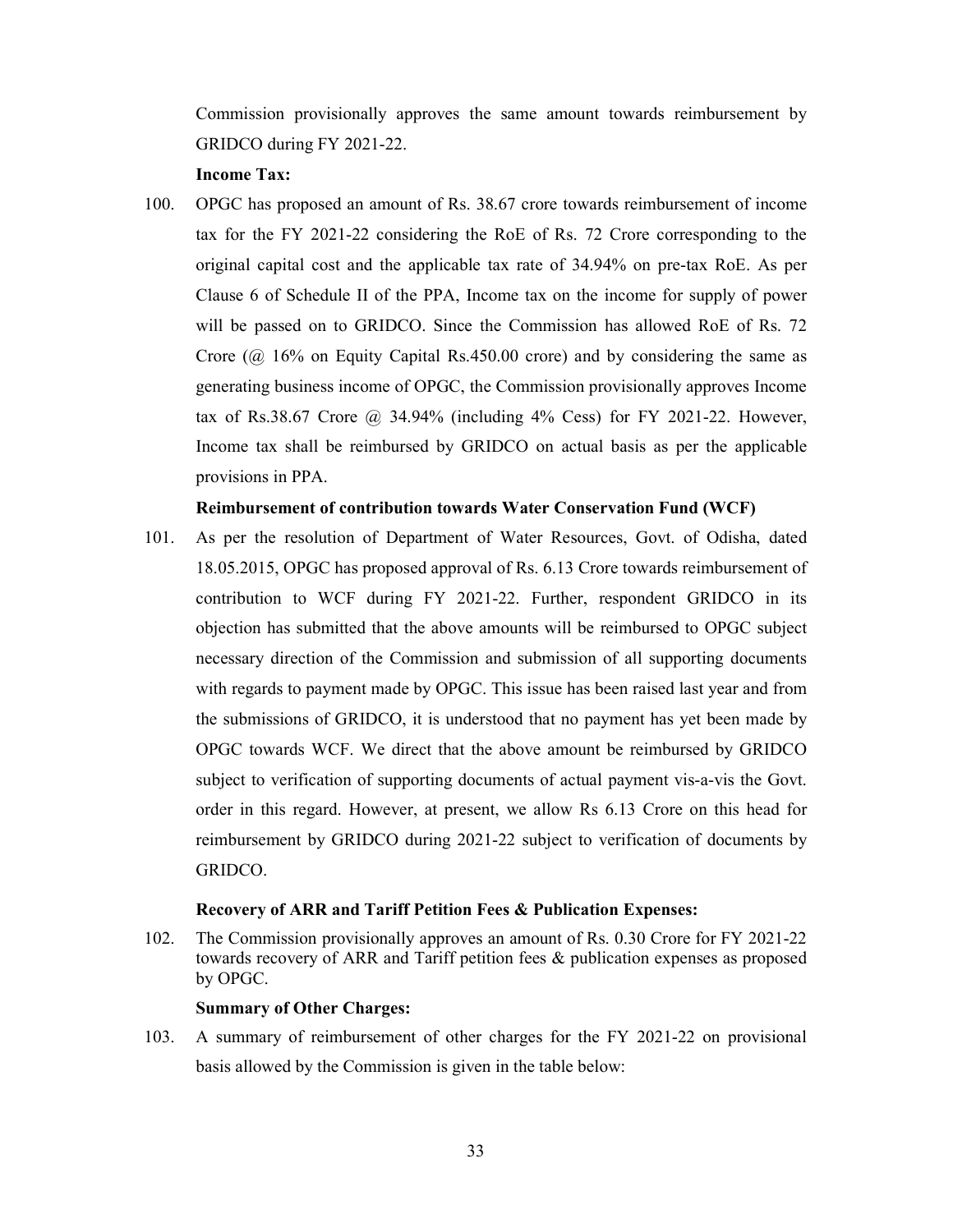Commission provisionally approves the same amount towards reimbursement by GRIDCO during FY 2021-22.

**Income Tax:**

100. OPGC has proposed an amount of Rs. 38.67 crore towards reimbursement of income tax for the FY 2021-22 considering the RoE of Rs. 72 Crore corresponding to the original capital cost and the applicable tax rate of 34.94% on pre-tax RoE. As per Clause 6 of Schedule II of the PPA, Income tax on the income for supply of power will be passed on to GRIDCO. Since the Commission has allowed RoE of Rs. 72 Crore (@ 16% on Equity Capital Rs.450.00 crore) and by considering the same as generating business income of OPGC, the Commission provisionally approves Income tax of Rs.38.67 Crore @ 34.94% (including 4% Cess) for FY 2021-22. However, Income tax shall be reimbursed by GRIDCO on actual basis as per the applicable provisions in PPA.

**Reimbursement of contribution towards Water Conservation Fund (WCF)**

101. As per the resolution of Department of Water Resources, Govt. of Odisha, dated 18.05.2015, OPGC has proposed approval of Rs. 6.13 Crore towards reimbursement of contribution to WCF during FY 2021-22. Further, respondent GRIDCO in its objection has submitted that the above amounts will be reimbursed to OPGC subject necessary direction of the Commission and submission of all supporting documents with regards to payment made by OPGC. This issue has been raised last year and from the submissions of GRIDCO, it is understood that no payment has yet been made by OPGC towards WCF. We direct that the above amount be reimbursed by GRIDCO subject to verification of supporting documents of actual payment vis-a-vis the Govt. order in this regard. However, at present, we allow Rs 6.13 Crore on this head for reimbursement by GRIDCO during 2021-22 subject to verification of documents by GRIDCO.

**Recovery of ARR and Tariff Petition Fees & Publication Expenses:**

102. The Commission provisionally approves an amount of Rs. 0.30 Crore for FY 2021-22 towards recovery of ARR and Tariff petition fees & publication expenses as proposed by OPGC.

**Summary of Other Charges:**

103. A summary of reimbursement of other charges for the FY 2021-22 on provisional basis allowed by the Commission is given in the table below: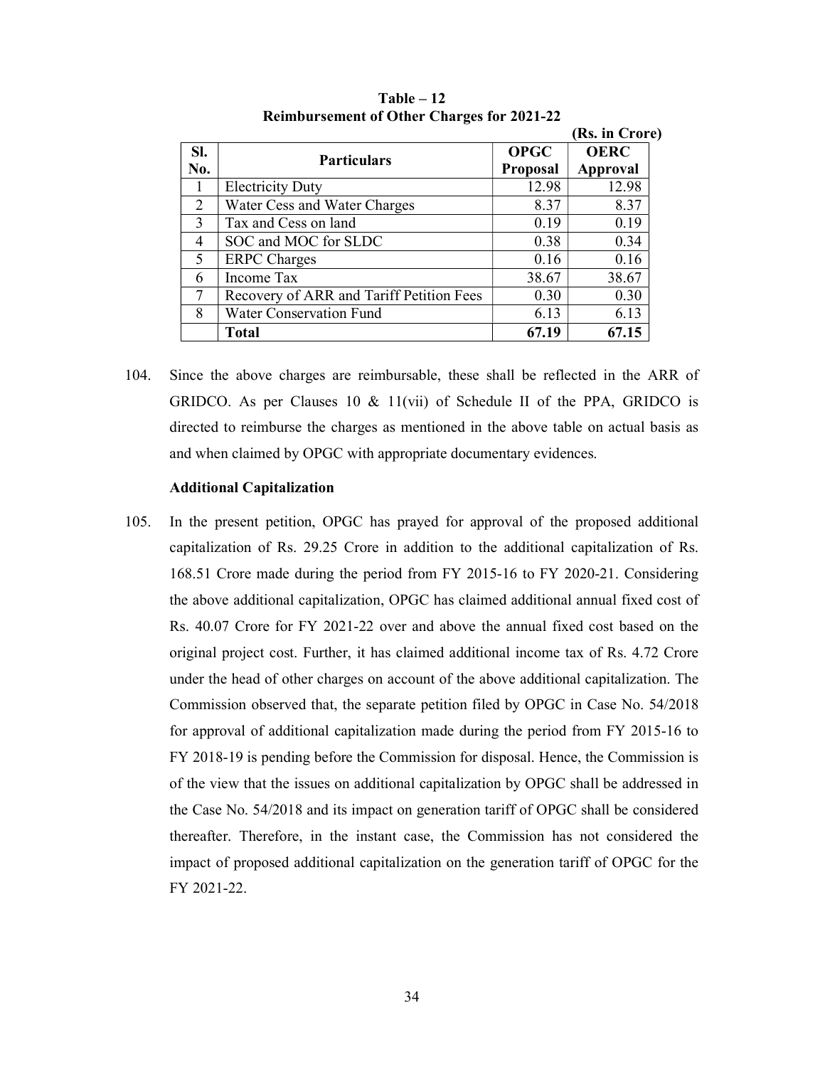**Table – 12**
**Reimbursement of Other Charges for 2021-22**

**(Rs. in Crore)**

| Sl. No. | Particulars | OPGC Proposal | OERC Approval |
|---|---|---|---|
| 1 | Electricity Duty | 12.98 | 12.98 |
| 2 | Water Cess and Water Charges | 8.37 | 8.37 |
| 3 | Tax and Cess on land | 0.19 | 0.19 |
| 4 | SOC and MOC for SLDC | 0.38 | 0.34 |
| 5 | ERPC Charges | 0.16 | 0.16 |
| 6 | Income Tax | 38.67 | 38.67 |
| 7 | Recovery of ARR and Tariff Petition Fees | 0.30 | 0.30 |
| 8 | Water Conservation Fund | 6.13 | 6.13 |
| | **Total** | **67.19** | **67.15** |

104. Since the above charges are reimbursable, these shall be reflected in the ARR of GRIDCO. As per Clauses 10 & 11(vii) of Schedule II of the PPA, GRIDCO is directed to reimburse the charges as mentioned in the above table on actual basis as and when claimed by OPGC with appropriate documentary evidences.

**Additional Capitalization**

105. In the present petition, OPGC has prayed for approval of the proposed additional capitalization of Rs. 29.25 Crore in addition to the additional capitalization of Rs. 168.51 Crore made during the period from FY 2015-16 to FY 2020-21. Considering the above additional capitalization, OPGC has claimed additional annual fixed cost of Rs. 40.07 Crore for FY 2021-22 over and above the annual fixed cost based on the original project cost. Further, it has claimed additional income tax of Rs. 4.72 Crore under the head of other charges on account of the above additional capitalization. The Commission observed that, the separate petition filed by OPGC in Case No. 54/2018 for approval of additional capitalization made during the period from FY 2015-16 to FY 2018-19 is pending before the Commission for disposal. Hence, the Commission is of the view that the issues on additional capitalization by OPGC shall be addressed in the Case No. 54/2018 and its impact on generation tariff of OPGC shall be considered thereafter. Therefore, in the instant case, the Commission has not considered the impact of proposed additional capitalization on the generation tariff of OPGC for the FY 2021-22.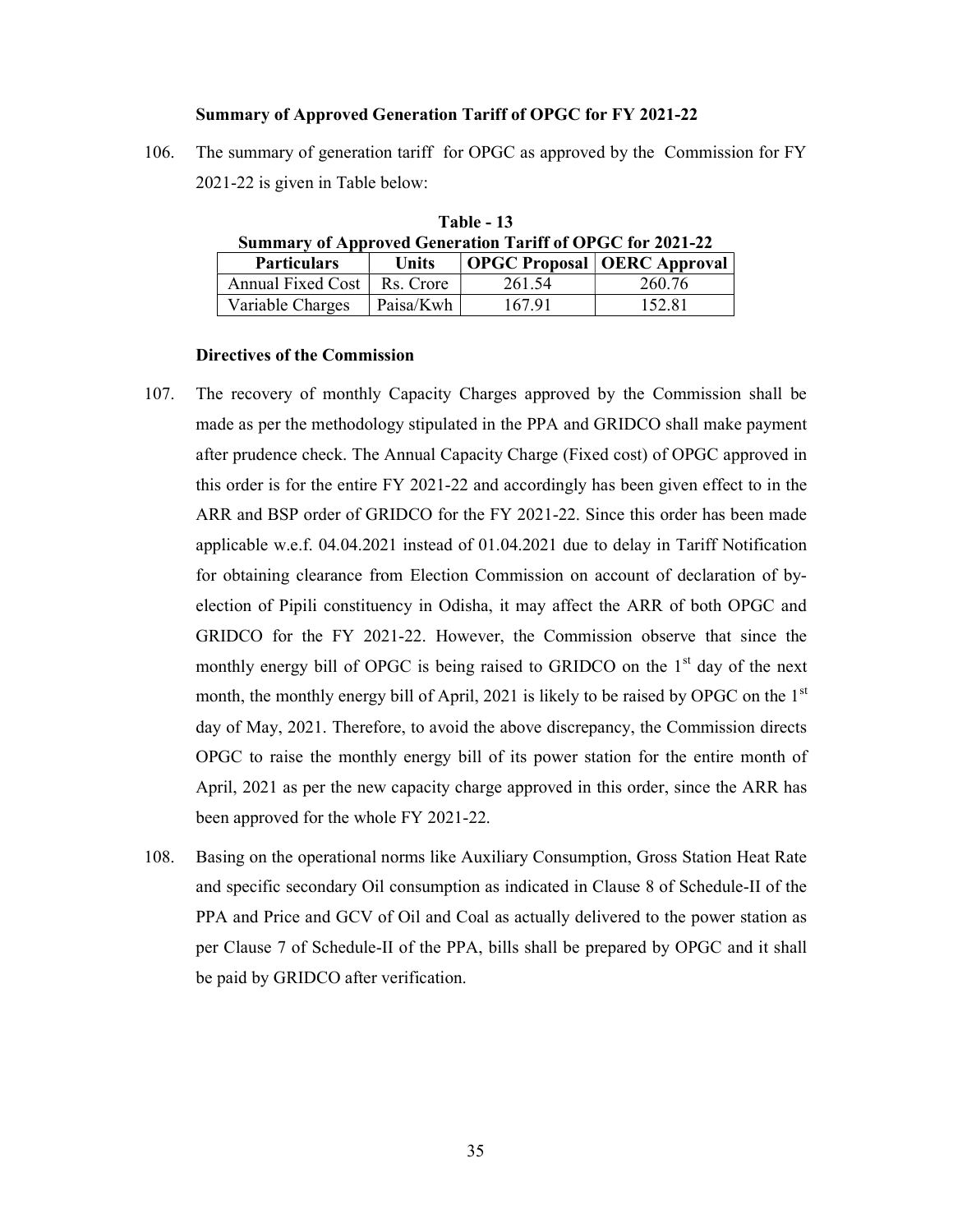**Summary of Approved Generation Tariff of OPGC for FY 2021-22**

106. The summary of generation tariff for OPGC as approved by the Commission for FY 2021-22 is given in Table below:

**Table - 13**
**Summary of Approved Generation Tariff of OPGC for 2021-22**

| Particulars | Units | OPGC Proposal | OERC Approval |
|---|---|---|---|
| Annual Fixed Cost | Rs. Crore | 261.54 | 260.76 |
| Variable Charges | Paisa/Kwh | 167.91 | 152.81 |

**Directives of the Commission**

107. The recovery of monthly Capacity Charges approved by the Commission shall be made as per the methodology stipulated in the PPA and GRIDCO shall make payment after prudence check. The Annual Capacity Charge (Fixed cost) of OPGC approved in this order is for the entire FY 2021-22 and accordingly has been given effect to in the ARR and BSP order of GRIDCO for the FY 2021-22. Since this order has been made applicable w.e.f. 04.04.2021 instead of 01.04.2021 due to delay in Tariff Notification for obtaining clearance from Election Commission on account of declaration of by-election of Pipili constituency in Odisha, it may affect the ARR of both OPGC and GRIDCO for the FY 2021-22. However, the Commission observe that since the monthly energy bill of OPGC is being raised to GRIDCO on the 1st day of the next month, the monthly energy bill of April, 2021 is likely to be raised by OPGC on the 1st day of May, 2021. Therefore, to avoid the above discrepancy, the Commission directs OPGC to raise the monthly energy bill of its power station for the entire month of April, 2021 as per the new capacity charge approved in this order, since the ARR has been approved for the whole FY 2021-22.

108. Basing on the operational norms like Auxiliary Consumption, Gross Station Heat Rate and specific secondary Oil consumption as indicated in Clause 8 of Schedule-II of the PPA and Price and GCV of Oil and Coal as actually delivered to the power station as per Clause 7 of Schedule-II of the PPA, bills shall be prepared by OPGC and it shall be paid by GRIDCO after verification.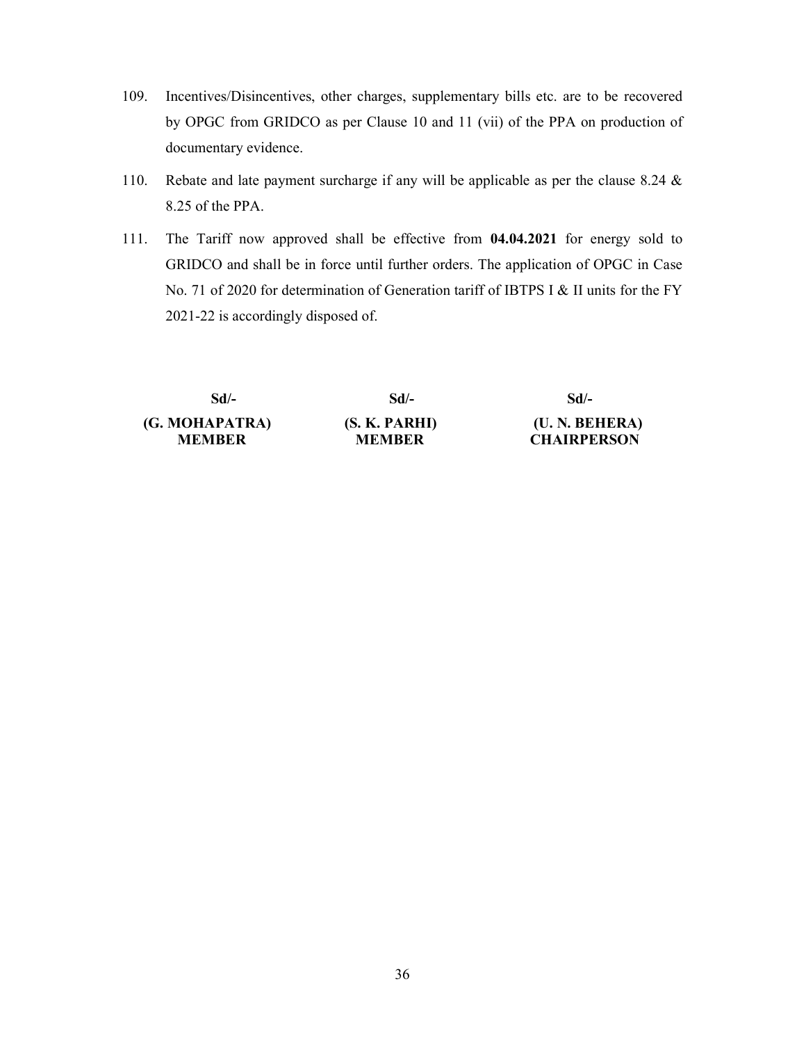109. Incentives/Disincentives, other charges, supplementary bills etc. are to be recovered by OPGC from GRIDCO as per Clause 10 and 11 (vii) of the PPA on production of documentary evidence.

110. Rebate and late payment surcharge if any will be applicable as per the clause 8.24 & 8.25 of the PPA.

111. The Tariff now approved shall be effective from **04.04.2021** for energy sold to GRIDCO and shall be in force until further orders. The application of OPGC in Case No. 71 of 2020 for determination of Generation tariff of IBTPS I & II units for the FY 2021-22 is accordingly disposed of.

| | | |
|---|---|---|
| **Sd/-** | **Sd/-** | **Sd/-** |
| **(G. MOHAPATRA)** | **(S. K. PARHI)** | **(U. N. BEHERA)** |
| **MEMBER** | **MEMBER** | **CHAIRPERSON** |